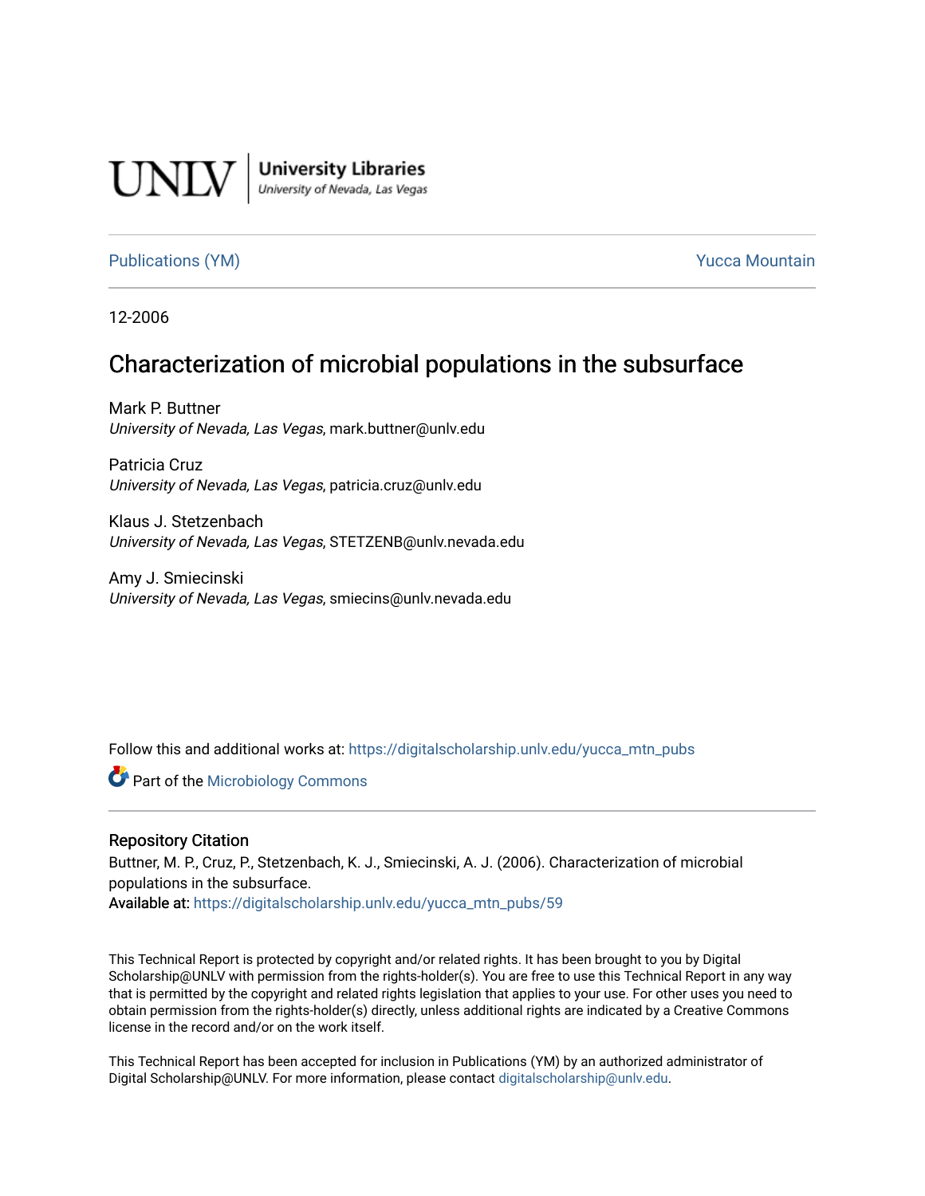UNLV | University Libraries
University of Nevada, Las Vegas

Publications (YM) Yucca Mountain

12-2006

# Characterization of microbial populations in the subsurface

Mark P. Buttner
*University of Nevada, Las Vegas*, mark.buttner@unlv.edu

Patricia Cruz
*University of Nevada, Las Vegas*, patricia.cruz@unlv.edu

Klaus J. Stetzenbach
*University of Nevada, Las Vegas*, STETZENB@unlv.nevada.edu

Amy J. Smiecinski
*University of Nevada, Las Vegas*, smiecins@unlv.nevada.edu

Follow this and additional works at: https://digitalscholarship.unlv.edu/yucca_mtn_pubs

Part of the Microbiology Commons

## Repository Citation

Buttner, M. P., Cruz, P., Stetzenbach, K. J., Smiecinski, A. J. (2006). Characterization of microbial populations in the subsurface.
**Available at:** https://digitalscholarship.unlv.edu/yucca_mtn_pubs/59

This Technical Report is protected by copyright and/or related rights. It has been brought to you by Digital Scholarship@UNLV with permission from the rights-holder(s). You are free to use this Technical Report in any way that is permitted by the copyright and related rights legislation that applies to your use. For other uses you need to obtain permission from the rights-holder(s) directly, unless additional rights are indicated by a Creative Commons license in the record and/or on the work itself.

This Technical Report has been accepted for inclusion in Publications (YM) by an authorized administrator of Digital Scholarship@UNLV. For more information, please contact digitalscholarship@unlv.edu.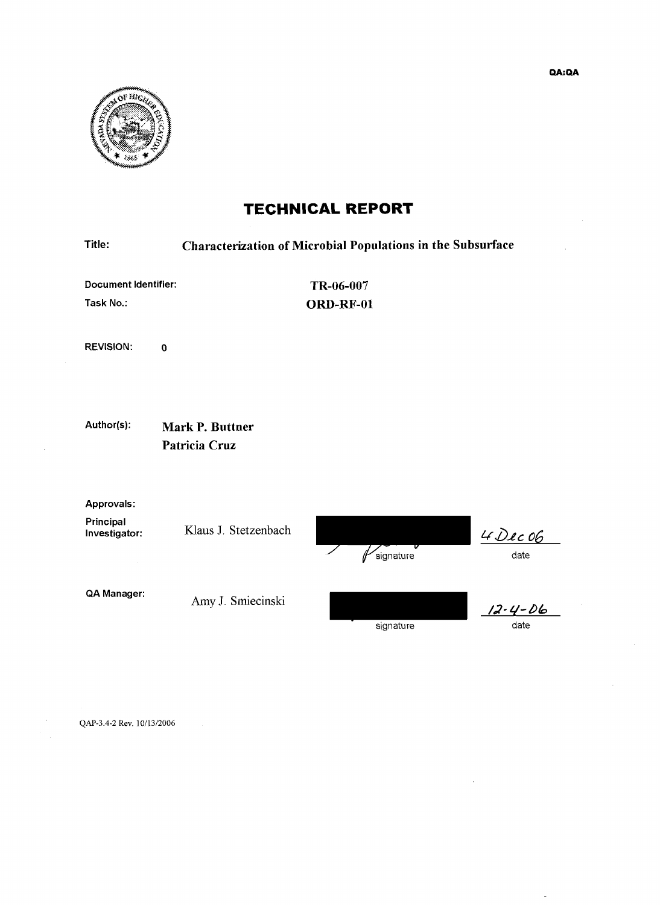QA:QA

# TECHNICAL REPORT

**Title:** **Characterization of Microbial Populations in the Subsurface**

**Document Identifier:** **TR-06-007**

**Task No.:** **ORD-RF-01**

**REVISION:** 0

**Author(s):** **Mark P. Buttner**
**Patricia Cruz**

**Approvals:**

| | Name | signature | date |
|---|---|---|---|
| Principal Investigator: | Klaus J. Stetzenbach | | 4 Dec 06 |
| QA Manager: | Amy J. Smiecinski | | 12-4-06 |

QAP-3.4-2 Rev. 10/13/2006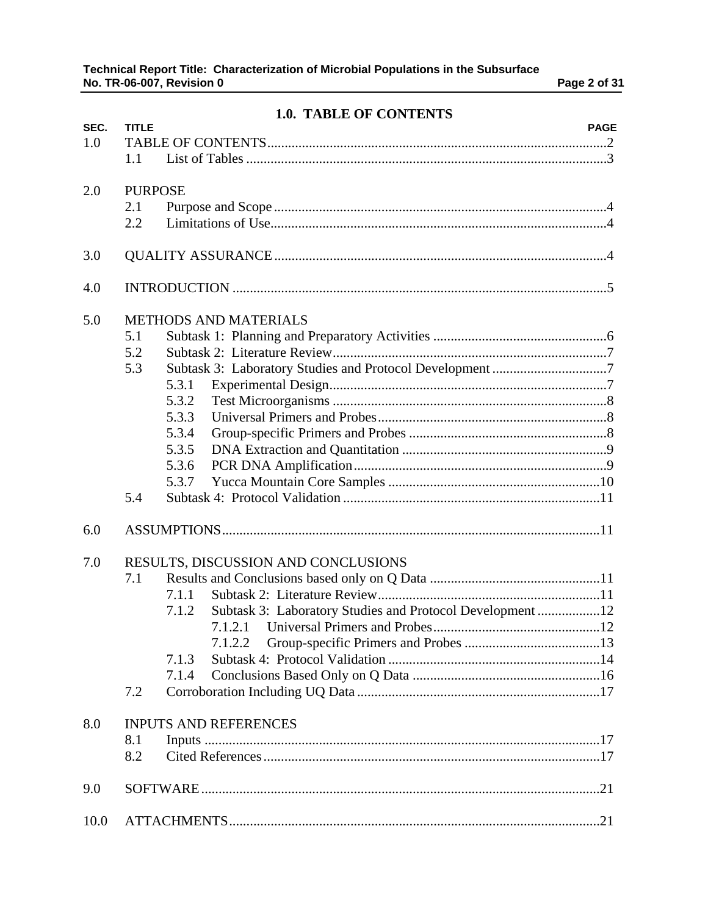# 1.0. TABLE OF CONTENTS

| SEC. | TITLE | PAGE |
|---|---|---|
| 1.0 | TABLE OF CONTENTS | 2 |
| | 1.1 List of Tables | 3 |
| 2.0 | PURPOSE | |
| | 2.1 Purpose and Scope | 4 |
| | 2.2 Limitations of Use | 4 |
| 3.0 | QUALITY ASSURANCE | 4 |
| 4.0 | INTRODUCTION | 5 |
| 5.0 | METHODS AND MATERIALS | |
| | 5.1 Subtask 1: Planning and Preparatory Activities | 6 |
| | 5.2 Subtask 2: Literature Review | 7 |
| | 5.3 Subtask 3: Laboratory Studies and Protocol Development | 7 |
| | 5.3.1 Experimental Design | 7 |
| | 5.3.2 Test Microorganisms | 8 |
| | 5.3.3 Universal Primers and Probes | 8 |
| | 5.3.4 Group-specific Primers and Probes | 8 |
| | 5.3.5 DNA Extraction and Quantitation | 9 |
| | 5.3.6 PCR DNA Amplification | 9 |
| | 5.3.7 Yucca Mountain Core Samples | 10 |
| | 5.4 Subtask 4: Protocol Validation | 11 |
| 6.0 | ASSUMPTIONS | 11 |
| 7.0 | RESULTS, DISCUSSION AND CONCLUSIONS | |
| | 7.1 Results and Conclusions based only on Q Data | 11 |
| | 7.1.1 Subtask 2: Literature Review | 11 |
| | 7.1.2 Subtask 3: Laboratory Studies and Protocol Development | 12 |
| | 7.1.2.1 Universal Primers and Probes | 12 |
| | 7.1.2.2 Group-specific Primers and Probes | 13 |
| | 7.1.3 Subtask 4: Protocol Validation | 14 |
| | 7.1.4 Conclusions Based Only on Q Data | 16 |
| | 7.2 Corroboration Including UQ Data | 17 |
| 8.0 | INPUTS AND REFERENCES | |
| | 8.1 Inputs | 17 |
| | 8.2 Cited References | 17 |
| 9.0 | SOFTWARE | 21 |
| 10.0 | ATTACHMENTS | 21 |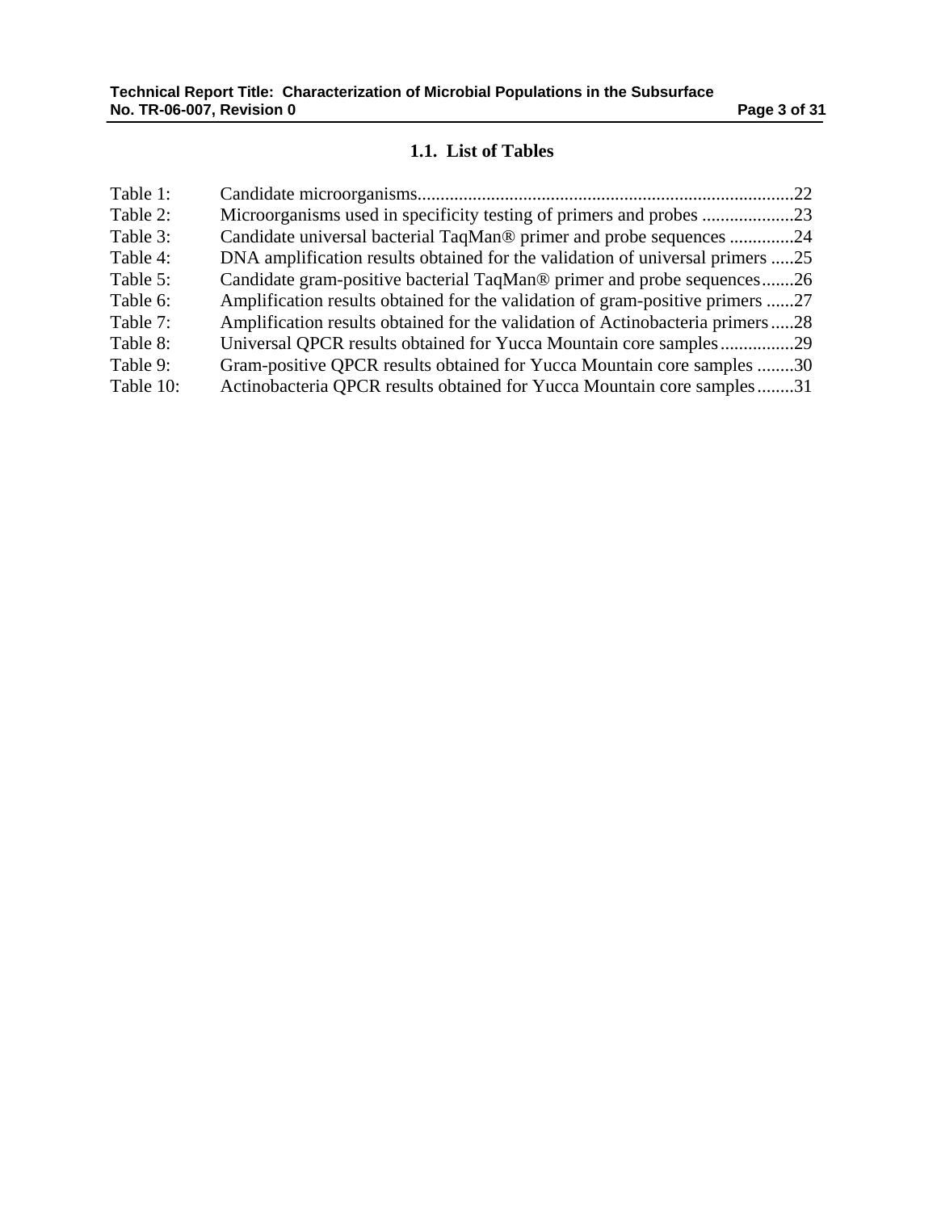## 1.1. List of Tables

Table 1: Candidate microorganisms..................................................................................22
Table 2: Microorganisms used in specificity testing of primers and probes ....................23
Table 3: Candidate universal bacterial TaqMan® primer and probe sequences ..............24
Table 4: DNA amplification results obtained for the validation of universal primers .....25
Table 5: Candidate gram-positive bacterial TaqMan® primer and probe sequences.......26
Table 6: Amplification results obtained for the validation of gram-positive primers ......27
Table 7: Amplification results obtained for the validation of Actinobacteria primers.....28
Table 8: Universal QPCR results obtained for Yucca Mountain core samples................29
Table 9: Gram-positive QPCR results obtained for Yucca Mountain core samples ........30
Table 10: Actinobacteria QPCR results obtained for Yucca Mountain core samples........31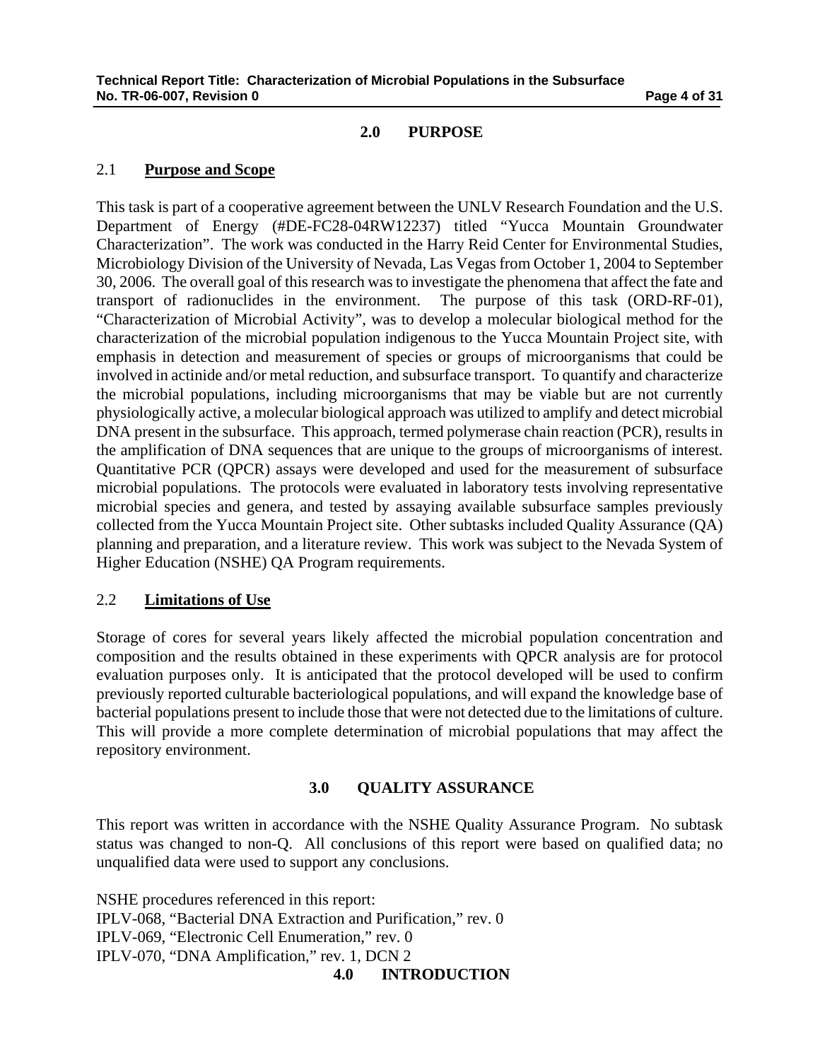## 2.0 PURPOSE

### 2.1 **Purpose and Scope**

This task is part of a cooperative agreement between the UNLV Research Foundation and the U.S. Department of Energy (#DE-FC28-04RW12237) titled "Yucca Mountain Groundwater Characterization". The work was conducted in the Harry Reid Center for Environmental Studies, Microbiology Division of the University of Nevada, Las Vegas from October 1, 2004 to September 30, 2006. The overall goal of this research was to investigate the phenomena that affect the fate and transport of radionuclides in the environment. The purpose of this task (ORD-RF-01), "Characterization of Microbial Activity", was to develop a molecular biological method for the characterization of the microbial population indigenous to the Yucca Mountain Project site, with emphasis in detection and measurement of species or groups of microorganisms that could be involved in actinide and/or metal reduction, and subsurface transport. To quantify and characterize the microbial populations, including microorganisms that may be viable but are not currently physiologically active, a molecular biological approach was utilized to amplify and detect microbial DNA present in the subsurface. This approach, termed polymerase chain reaction (PCR), results in the amplification of DNA sequences that are unique to the groups of microorganisms of interest. Quantitative PCR (QPCR) assays were developed and used for the measurement of subsurface microbial populations. The protocols were evaluated in laboratory tests involving representative microbial species and genera, and tested by assaying available subsurface samples previously collected from the Yucca Mountain Project site. Other subtasks included Quality Assurance (QA) planning and preparation, and a literature review. This work was subject to the Nevada System of Higher Education (NSHE) QA Program requirements.

### 2.2 **Limitations of Use**

Storage of cores for several years likely affected the microbial population concentration and composition and the results obtained in these experiments with QPCR analysis are for protocol evaluation purposes only. It is anticipated that the protocol developed will be used to confirm previously reported culturable bacteriological populations, and will expand the knowledge base of bacterial populations present to include those that were not detected due to the limitations of culture. This will provide a more complete determination of microbial populations that may affect the repository environment.

## 3.0 QUALITY ASSURANCE

This report was written in accordance with the NSHE Quality Assurance Program. No subtask status was changed to non-Q. All conclusions of this report were based on qualified data; no unqualified data were used to support any conclusions.

NSHE procedures referenced in this report:
IPLV-068, "Bacterial DNA Extraction and Purification," rev. 0
IPLV-069, "Electronic Cell Enumeration," rev. 0
IPLV-070, "DNA Amplification," rev. 1, DCN 2

## 4.0 INTRODUCTION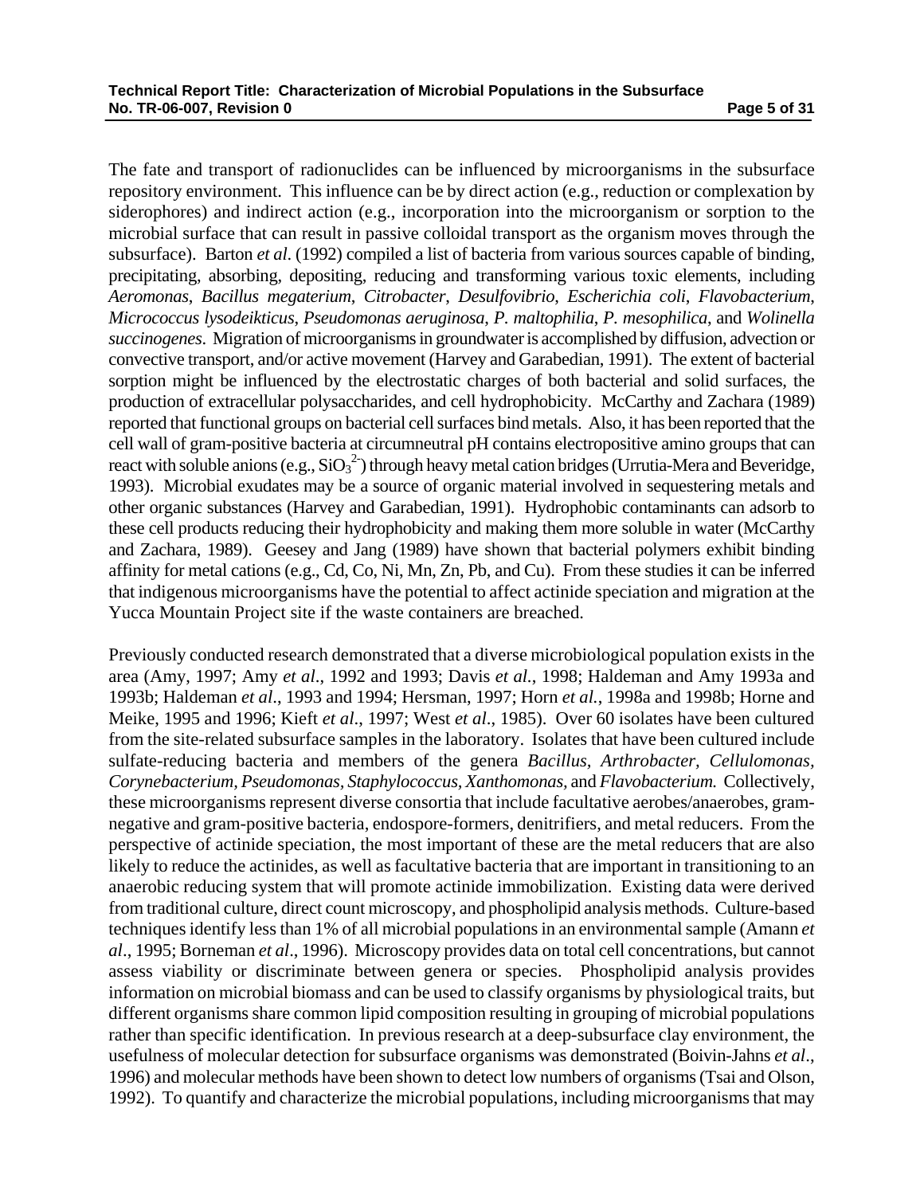The fate and transport of radionuclides can be influenced by microorganisms in the subsurface repository environment. This influence can be by direct action (e.g., reduction or complexation by siderophores) and indirect action (e.g., incorporation into the microorganism or sorption to the microbial surface that can result in passive colloidal transport as the organism moves through the subsurface). Barton *et al*. (1992) compiled a list of bacteria from various sources capable of binding, precipitating, absorbing, depositing, reducing and transforming various toxic elements, including *Aeromonas*, *Bacillus megaterium*, *Citrobacter*, *Desulfovibrio*, *Escherichia coli*, *Flavobacterium*, *Micrococcus lysodeikticus*, *Pseudomonas aeruginosa*, *P. maltophilia*, *P. mesophilica*, and *Wolinella succinogenes*. Migration of microorganisms in groundwater is accomplished by diffusion, advection or convective transport, and/or active movement (Harvey and Garabedian, 1991). The extent of bacterial sorption might be influenced by the electrostatic charges of both bacterial and solid surfaces, the production of extracellular polysaccharides, and cell hydrophobicity. McCarthy and Zachara (1989) reported that functional groups on bacterial cell surfaces bind metals. Also, it has been reported that the cell wall of gram-positive bacteria at circumneutral pH contains electropositive amino groups that can react with soluble anions (e.g., $SiO_3^{2-}$) through heavy metal cation bridges (Urrutia-Mera and Beveridge, 1993). Microbial exudates may be a source of organic material involved in sequestering metals and other organic substances (Harvey and Garabedian, 1991). Hydrophobic contaminants can adsorb to these cell products reducing their hydrophobicity and making them more soluble in water (McCarthy and Zachara, 1989). Geesey and Jang (1989) have shown that bacterial polymers exhibit binding affinity for metal cations (e.g., Cd, Co, Ni, Mn, Zn, Pb, and Cu). From these studies it can be inferred that indigenous microorganisms have the potential to affect actinide speciation and migration at the Yucca Mountain Project site if the waste containers are breached.

Previously conducted research demonstrated that a diverse microbiological population exists in the area (Amy, 1997; Amy *et al*., 1992 and 1993; Davis *et al*., 1998; Haldeman and Amy 1993a and 1993b; Haldeman *et al*., 1993 and 1994; Hersman, 1997; Horn *et al.*, 1998a and 1998b; Horne and Meike, 1995 and 1996; Kieft *et al*., 1997; West *et al*., 1985). Over 60 isolates have been cultured from the site-related subsurface samples in the laboratory. Isolates that have been cultured include sulfate-reducing bacteria and members of the genera *Bacillus*, *Arthrobacter, Cellulomonas, Corynebacterium, Pseudomonas*, *Staphylococcus, Xanthomonas,* and *Flavobacterium.* Collectively, these microorganisms represent diverse consortia that include facultative aerobes/anaerobes, gram-negative and gram-positive bacteria, endospore-formers, denitrifiers, and metal reducers. From the perspective of actinide speciation, the most important of these are the metal reducers that are also likely to reduce the actinides, as well as facultative bacteria that are important in transitioning to an anaerobic reducing system that will promote actinide immobilization. Existing data were derived from traditional culture, direct count microscopy, and phospholipid analysis methods. Culture-based techniques identify less than 1% of all microbial populations in an environmental sample (Amann *et al*., 1995; Borneman *et al*., 1996). Microscopy provides data on total cell concentrations, but cannot assess viability or discriminate between genera or species. Phospholipid analysis provides information on microbial biomass and can be used to classify organisms by physiological traits, but different organisms share common lipid composition resulting in grouping of microbial populations rather than specific identification. In previous research at a deep-subsurface clay environment, the usefulness of molecular detection for subsurface organisms was demonstrated (Boivin-Jahns *et al*., 1996) and molecular methods have been shown to detect low numbers of organisms (Tsai and Olson, 1992). To quantify and characterize the microbial populations, including microorganisms that may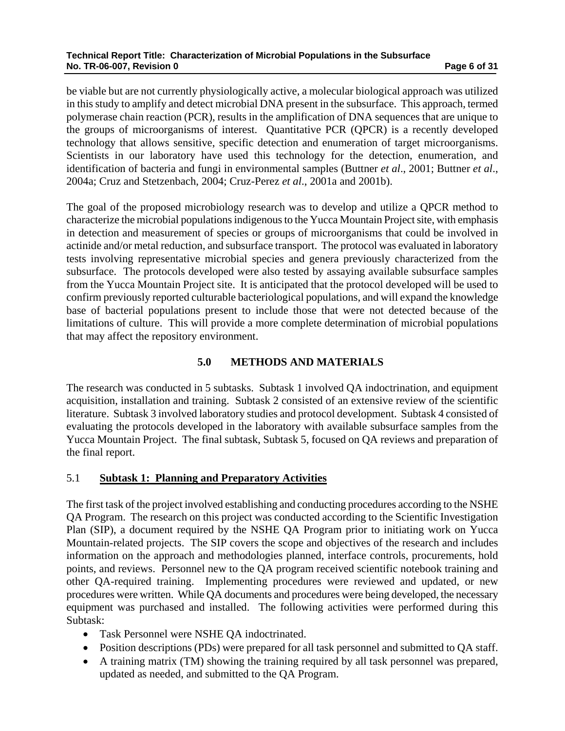be viable but are not currently physiologically active, a molecular biological approach was utilized in this study to amplify and detect microbial DNA present in the subsurface. This approach, termed polymerase chain reaction (PCR), results in the amplification of DNA sequences that are unique to the groups of microorganisms of interest. Quantitative PCR (QPCR) is a recently developed technology that allows sensitive, specific detection and enumeration of target microorganisms. Scientists in our laboratory have used this technology for the detection, enumeration, and identification of bacteria and fungi in environmental samples (Buttner *et al*., 2001; Buttner *et al*., 2004a; Cruz and Stetzenbach, 2004; Cruz-Perez *et al*., 2001a and 2001b).

The goal of the proposed microbiology research was to develop and utilize a QPCR method to characterize the microbial populations indigenous to the Yucca Mountain Project site, with emphasis in detection and measurement of species or groups of microorganisms that could be involved in actinide and/or metal reduction, and subsurface transport. The protocol was evaluated in laboratory tests involving representative microbial species and genera previously characterized from the subsurface. The protocols developed were also tested by assaying available subsurface samples from the Yucca Mountain Project site. It is anticipated that the protocol developed will be used to confirm previously reported culturable bacteriological populations, and will expand the knowledge base of bacterial populations present to include those that were not detected because of the limitations of culture. This will provide a more complete determination of microbial populations that may affect the repository environment.

## 5.0 METHODS AND MATERIALS

The research was conducted in 5 subtasks. Subtask 1 involved QA indoctrination, and equipment acquisition, installation and training. Subtask 2 consisted of an extensive review of the scientific literature. Subtask 3 involved laboratory studies and protocol development. Subtask 4 consisted of evaluating the protocols developed in the laboratory with available subsurface samples from the Yucca Mountain Project. The final subtask, Subtask 5, focused on QA reviews and preparation of the final report.

### 5.1 Subtask 1: Planning and Preparatory Activities

The first task of the project involved establishing and conducting procedures according to the NSHE QA Program. The research on this project was conducted according to the Scientific Investigation Plan (SIP), a document required by the NSHE QA Program prior to initiating work on Yucca Mountain-related projects. The SIP covers the scope and objectives of the research and includes information on the approach and methodologies planned, interface controls, procurements, hold points, and reviews. Personnel new to the QA program received scientific notebook training and other QA-required training. Implementing procedures were reviewed and updated, or new procedures were written. While QA documents and procedures were being developed, the necessary equipment was purchased and installed. The following activities were performed during this Subtask:

- Task Personnel were NSHE QA indoctrinated.
- Position descriptions (PDs) were prepared for all task personnel and submitted to QA staff.
- A training matrix (TM) showing the training required by all task personnel was prepared, updated as needed, and submitted to the QA Program.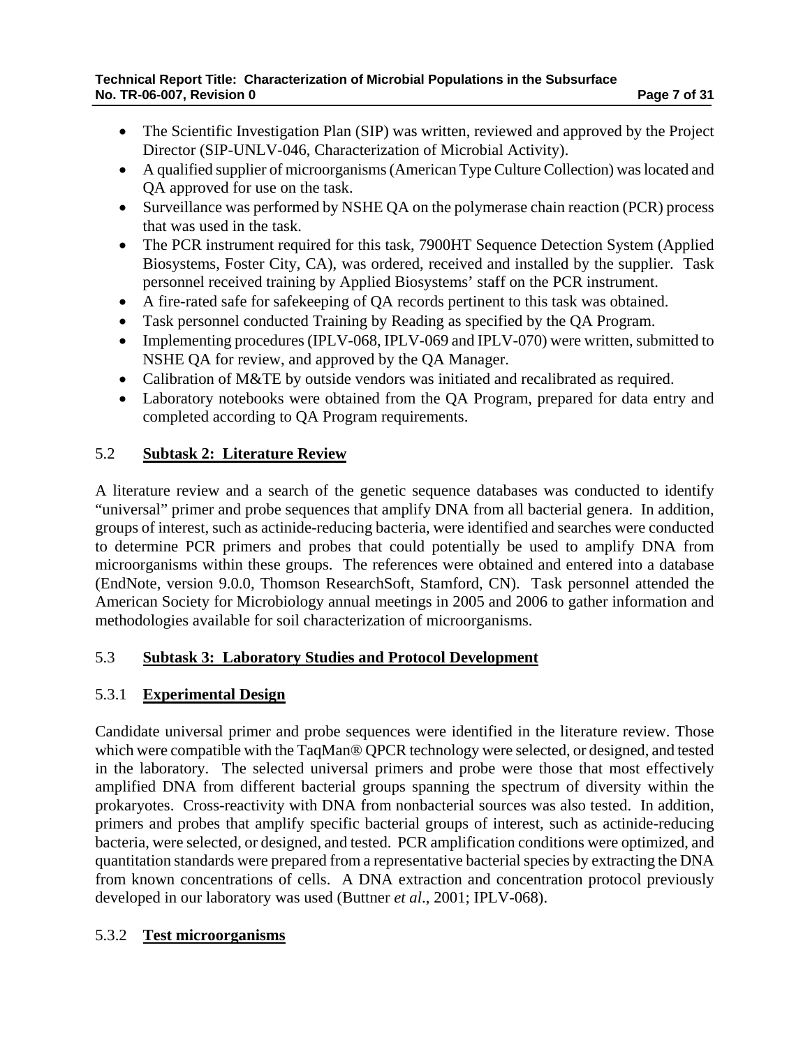- The Scientific Investigation Plan (SIP) was written, reviewed and approved by the Project Director (SIP-UNLV-046, Characterization of Microbial Activity).
- A qualified supplier of microorganisms (American Type Culture Collection) was located and QA approved for use on the task.
- Surveillance was performed by NSHE QA on the polymerase chain reaction (PCR) process that was used in the task.
- The PCR instrument required for this task, 7900HT Sequence Detection System (Applied Biosystems, Foster City, CA), was ordered, received and installed by the supplier. Task personnel received training by Applied Biosystems' staff on the PCR instrument.
- A fire-rated safe for safekeeping of QA records pertinent to this task was obtained.
- Task personnel conducted Training by Reading as specified by the QA Program.
- Implementing procedures (IPLV-068, IPLV-069 and IPLV-070) were written, submitted to NSHE QA for review, and approved by the QA Manager.
- Calibration of M&TE by outside vendors was initiated and recalibrated as required.
- Laboratory notebooks were obtained from the QA Program, prepared for data entry and completed according to QA Program requirements.

## 5.2 Subtask 2: Literature Review

A literature review and a search of the genetic sequence databases was conducted to identify "universal" primer and probe sequences that amplify DNA from all bacterial genera. In addition, groups of interest, such as actinide-reducing bacteria, were identified and searches were conducted to determine PCR primers and probes that could potentially be used to amplify DNA from microorganisms within these groups. The references were obtained and entered into a database (EndNote, version 9.0.0, Thomson ResearchSoft, Stamford, CN). Task personnel attended the American Society for Microbiology annual meetings in 2005 and 2006 to gather information and methodologies available for soil characterization of microorganisms.

## 5.3 Subtask 3: Laboratory Studies and Protocol Development

### 5.3.1 Experimental Design

Candidate universal primer and probe sequences were identified in the literature review. Those which were compatible with the TaqMan® QPCR technology were selected, or designed, and tested in the laboratory. The selected universal primers and probe were those that most effectively amplified DNA from different bacterial groups spanning the spectrum of diversity within the prokaryotes. Cross-reactivity with DNA from nonbacterial sources was also tested. In addition, primers and probes that amplify specific bacterial groups of interest, such as actinide-reducing bacteria, were selected, or designed, and tested. PCR amplification conditions were optimized, and quantitation standards were prepared from a representative bacterial species by extracting the DNA from known concentrations of cells. A DNA extraction and concentration protocol previously developed in our laboratory was used (Buttner *et al*., 2001; IPLV-068).

### 5.3.2 Test microorganisms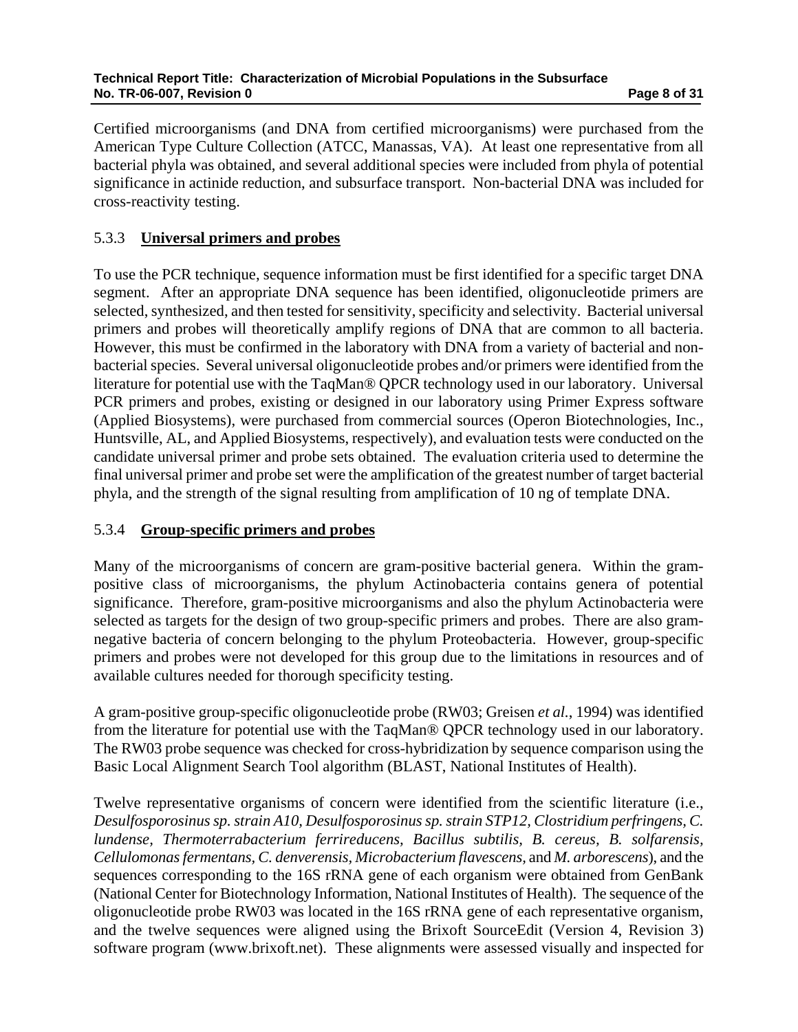Certified microorganisms (and DNA from certified microorganisms) were purchased from the American Type Culture Collection (ATCC, Manassas, VA). At least one representative from all bacterial phyla was obtained, and several additional species were included from phyla of potential significance in actinide reduction, and subsurface transport. Non-bacterial DNA was included for cross-reactivity testing.

### 5.3.3 **Universal primers and probes**

To use the PCR technique, sequence information must be first identified for a specific target DNA segment. After an appropriate DNA sequence has been identified, oligonucleotide primers are selected, synthesized, and then tested for sensitivity, specificity and selectivity. Bacterial universal primers and probes will theoretically amplify regions of DNA that are common to all bacteria. However, this must be confirmed in the laboratory with DNA from a variety of bacterial and non-bacterial species. Several universal oligonucleotide probes and/or primers were identified from the literature for potential use with the TaqMan® QPCR technology used in our laboratory. Universal PCR primers and probes, existing or designed in our laboratory using Primer Express software (Applied Biosystems), were purchased from commercial sources (Operon Biotechnologies, Inc., Huntsville, AL, and Applied Biosystems, respectively), and evaluation tests were conducted on the candidate universal primer and probe sets obtained. The evaluation criteria used to determine the final universal primer and probe set were the amplification of the greatest number of target bacterial phyla, and the strength of the signal resulting from amplification of 10 ng of template DNA.

### 5.3.4 **Group-specific primers and probes**

Many of the microorganisms of concern are gram-positive bacterial genera. Within the gram-positive class of microorganisms, the phylum Actinobacteria contains genera of potential significance. Therefore, gram-positive microorganisms and also the phylum Actinobacteria were selected as targets for the design of two group-specific primers and probes. There are also gram-negative bacteria of concern belonging to the phylum Proteobacteria. However, group-specific primers and probes were not developed for this group due to the limitations in resources and of available cultures needed for thorough specificity testing.

A gram-positive group-specific oligonucleotide probe (RW03; Greisen *et al.*, 1994) was identified from the literature for potential use with the TaqMan® QPCR technology used in our laboratory. The RW03 probe sequence was checked for cross-hybridization by sequence comparison using the Basic Local Alignment Search Tool algorithm (BLAST, National Institutes of Health).

Twelve representative organisms of concern were identified from the scientific literature (i.e., *Desulfosporosinus sp. strain A10, Desulfosporosinus sp. strain STP12, Clostridium perfringens, C. lundense, Thermoterrabacterium ferrireducens, Bacillus subtilis, B. cereus, B. solfarensis, Cellulomonas fermentans, C. denverensis, Microbacterium flavescens*, and *M. arborescens*), and the sequences corresponding to the 16S rRNA gene of each organism were obtained from GenBank (National Center for Biotechnology Information, National Institutes of Health). The sequence of the oligonucleotide probe RW03 was located in the 16S rRNA gene of each representative organism, and the twelve sequences were aligned using the Brixoft SourceEdit (Version 4, Revision 3) software program (www.brixoft.net). These alignments were assessed visually and inspected for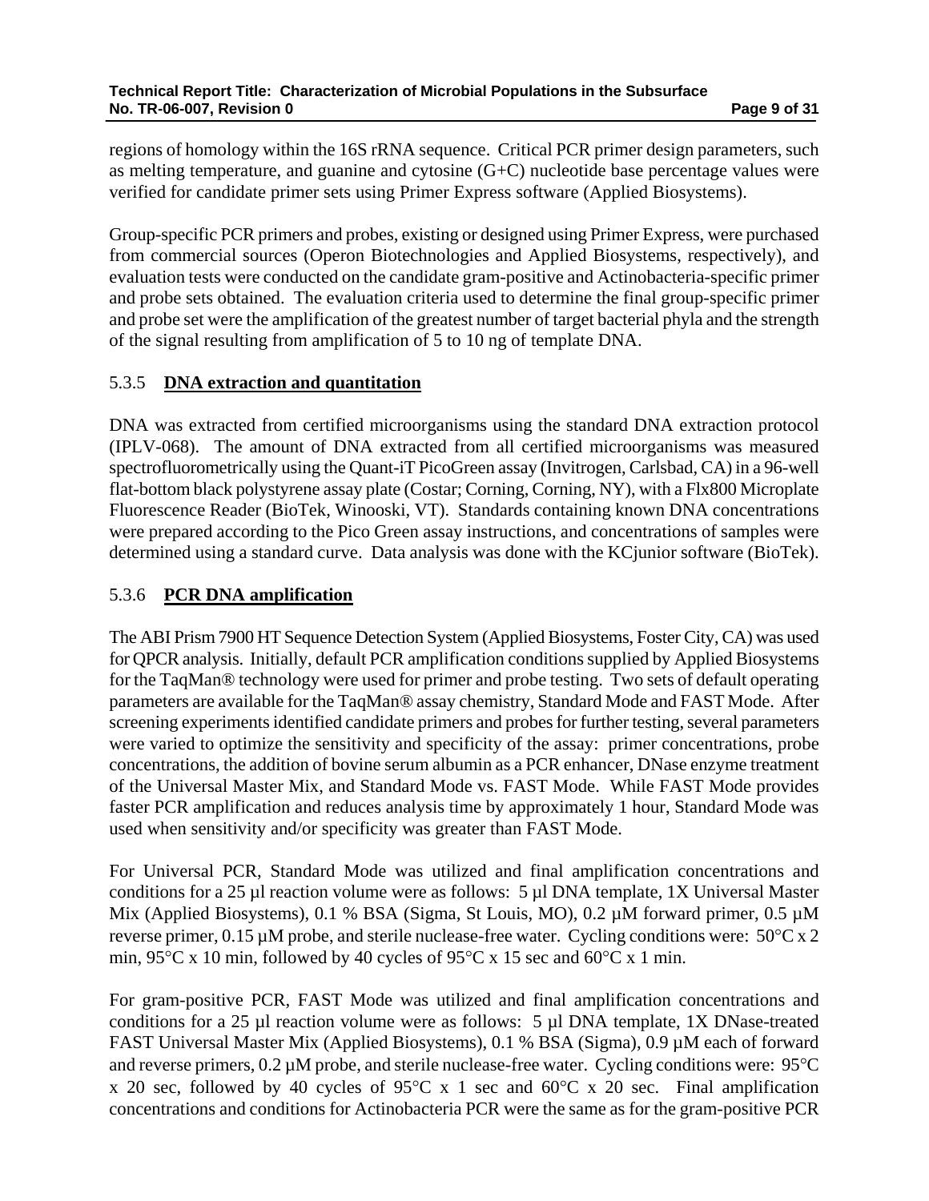regions of homology within the 16S rRNA sequence. Critical PCR primer design parameters, such as melting temperature, and guanine and cytosine (G+C) nucleotide base percentage values were verified for candidate primer sets using Primer Express software (Applied Biosystems).

Group-specific PCR primers and probes, existing or designed using Primer Express, were purchased from commercial sources (Operon Biotechnologies and Applied Biosystems, respectively), and evaluation tests were conducted on the candidate gram-positive and Actinobacteria-specific primer and probe sets obtained. The evaluation criteria used to determine the final group-specific primer and probe set were the amplification of the greatest number of target bacterial phyla and the strength of the signal resulting from amplification of 5 to 10 ng of template DNA.

### 5.3.5 **DNA extraction and quantitation**

DNA was extracted from certified microorganisms using the standard DNA extraction protocol (IPLV-068). The amount of DNA extracted from all certified microorganisms was measured spectrofluorometrically using the Quant-iT PicoGreen assay (Invitrogen, Carlsbad, CA) in a 96-well flat-bottom black polystyrene assay plate (Costar; Corning, Corning, NY), with a Flx800 Microplate Fluorescence Reader (BioTek, Winooski, VT). Standards containing known DNA concentrations were prepared according to the Pico Green assay instructions, and concentrations of samples were determined using a standard curve. Data analysis was done with the KCjunior software (BioTek).

### 5.3.6 **PCR DNA amplification**

The ABI Prism 7900 HT Sequence Detection System (Applied Biosystems, Foster City, CA) was used for QPCR analysis. Initially, default PCR amplification conditions supplied by Applied Biosystems for the TaqMan® technology were used for primer and probe testing. Two sets of default operating parameters are available for the TaqMan® assay chemistry, Standard Mode and FAST Mode. After screening experiments identified candidate primers and probes for further testing, several parameters were varied to optimize the sensitivity and specificity of the assay: primer concentrations, probe concentrations, the addition of bovine serum albumin as a PCR enhancer, DNase enzyme treatment of the Universal Master Mix, and Standard Mode vs. FAST Mode. While FAST Mode provides faster PCR amplification and reduces analysis time by approximately 1 hour, Standard Mode was used when sensitivity and/or specificity was greater than FAST Mode.

For Universal PCR, Standard Mode was utilized and final amplification concentrations and conditions for a 25 µl reaction volume were as follows: 5 µl DNA template, 1X Universal Master Mix (Applied Biosystems), 0.1 % BSA (Sigma, St Louis, MO), 0.2 µM forward primer, 0.5 µM reverse primer, 0.15 µM probe, and sterile nuclease-free water. Cycling conditions were: 50°C x 2 min, 95°C x 10 min, followed by 40 cycles of 95°C x 15 sec and 60°C x 1 min.

For gram-positive PCR, FAST Mode was utilized and final amplification concentrations and conditions for a 25 µl reaction volume were as follows: 5 µl DNA template, 1X DNase-treated FAST Universal Master Mix (Applied Biosystems), 0.1 % BSA (Sigma), 0.9 µM each of forward and reverse primers, 0.2 µM probe, and sterile nuclease-free water. Cycling conditions were: 95°C x 20 sec, followed by 40 cycles of 95°C x 1 sec and 60°C x 20 sec. Final amplification concentrations and conditions for Actinobacteria PCR were the same as for the gram-positive PCR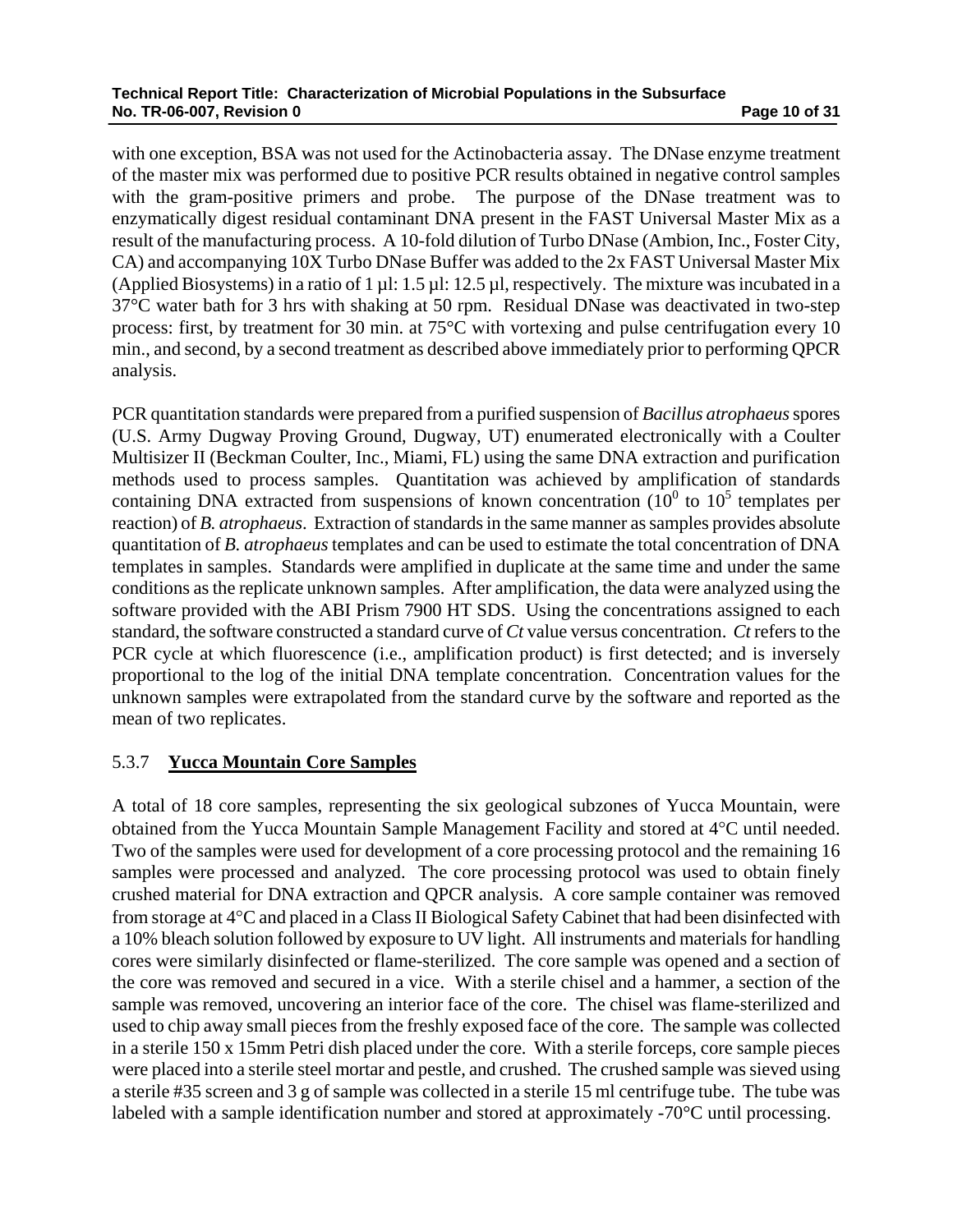with one exception, BSA was not used for the Actinobacteria assay. The DNase enzyme treatment of the master mix was performed due to positive PCR results obtained in negative control samples with the gram-positive primers and probe. The purpose of the DNase treatment was to enzymatically digest residual contaminant DNA present in the FAST Universal Master Mix as a result of the manufacturing process. A 10-fold dilution of Turbo DNase (Ambion, Inc., Foster City, CA) and accompanying 10X Turbo DNase Buffer was added to the 2x FAST Universal Master Mix (Applied Biosystems) in a ratio of 1 µl: 1.5 µl: 12.5 µl, respectively. The mixture was incubated in a 37°C water bath for 3 hrs with shaking at 50 rpm. Residual DNase was deactivated in two-step process: first, by treatment for 30 min. at 75°C with vortexing and pulse centrifugation every 10 min., and second, by a second treatment as described above immediately prior to performing QPCR analysis.

PCR quantitation standards were prepared from a purified suspension of *Bacillus atrophaeus* spores (U.S. Army Dugway Proving Ground, Dugway, UT) enumerated electronically with a Coulter Multisizer II (Beckman Coulter, Inc., Miami, FL) using the same DNA extraction and purification methods used to process samples. Quantitation was achieved by amplification of standards containing DNA extracted from suspensions of known concentration ($10^0$ to $10^5$ templates per reaction) of *B. atrophaeus*. Extraction of standards in the same manner as samples provides absolute quantitation of *B. atrophaeus* templates and can be used to estimate the total concentration of DNA templates in samples. Standards were amplified in duplicate at the same time and under the same conditions as the replicate unknown samples. After amplification, the data were analyzed using the software provided with the ABI Prism 7900 HT SDS. Using the concentrations assigned to each standard, the software constructed a standard curve of *Ct* value versus concentration. *Ct* refers to the PCR cycle at which fluorescence (i.e., amplification product) is first detected; and is inversely proportional to the log of the initial DNA template concentration. Concentration values for the unknown samples were extrapolated from the standard curve by the software and reported as the mean of two replicates.

### 5.3.7 Yucca Mountain Core Samples

A total of 18 core samples, representing the six geological subzones of Yucca Mountain, were obtained from the Yucca Mountain Sample Management Facility and stored at 4°C until needed. Two of the samples were used for development of a core processing protocol and the remaining 16 samples were processed and analyzed. The core processing protocol was used to obtain finely crushed material for DNA extraction and QPCR analysis. A core sample container was removed from storage at 4°C and placed in a Class II Biological Safety Cabinet that had been disinfected with a 10% bleach solution followed by exposure to UV light. All instruments and materials for handling cores were similarly disinfected or flame-sterilized. The core sample was opened and a section of the core was removed and secured in a vice. With a sterile chisel and a hammer, a section of the sample was removed, uncovering an interior face of the core. The chisel was flame-sterilized and used to chip away small pieces from the freshly exposed face of the core. The sample was collected in a sterile 150 x 15mm Petri dish placed under the core. With a sterile forceps, core sample pieces were placed into a sterile steel mortar and pestle, and crushed. The crushed sample was sieved using a sterile #35 screen and 3 g of sample was collected in a sterile 15 ml centrifuge tube. The tube was labeled with a sample identification number and stored at approximately -70°C until processing.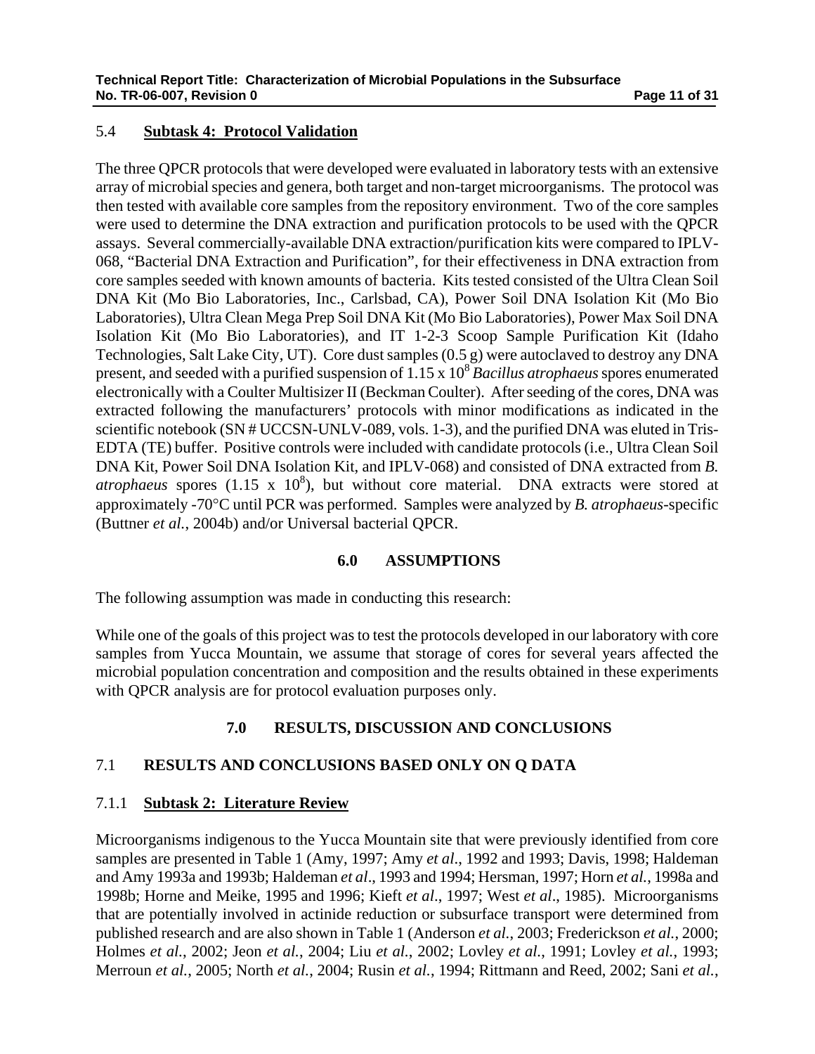## 5.4 Subtask 4: Protocol Validation

The three QPCR protocols that were developed were evaluated in laboratory tests with an extensive array of microbial species and genera, both target and non-target microorganisms. The protocol was then tested with available core samples from the repository environment. Two of the core samples were used to determine the DNA extraction and purification protocols to be used with the QPCR assays. Several commercially-available DNA extraction/purification kits were compared to IPLV-068, "Bacterial DNA Extraction and Purification", for their effectiveness in DNA extraction from core samples seeded with known amounts of bacteria. Kits tested consisted of the Ultra Clean Soil DNA Kit (Mo Bio Laboratories, Inc., Carlsbad, CA), Power Soil DNA Isolation Kit (Mo Bio Laboratories), Ultra Clean Mega Prep Soil DNA Kit (Mo Bio Laboratories), Power Max Soil DNA Isolation Kit (Mo Bio Laboratories), and IT 1-2-3 Scoop Sample Purification Kit (Idaho Technologies, Salt Lake City, UT). Core dust samples (0.5 g) were autoclaved to destroy any DNA present, and seeded with a purified suspension of $1.15 \times 10^8$ *Bacillus atrophaeus* spores enumerated electronically with a Coulter Multisizer II (Beckman Coulter). After seeding of the cores, DNA was extracted following the manufacturers' protocols with minor modifications as indicated in the scientific notebook (SN # UCCSN-UNLV-089, vols. 1-3), and the purified DNA was eluted in Tris-EDTA (TE) buffer. Positive controls were included with candidate protocols (i.e., Ultra Clean Soil DNA Kit, Power Soil DNA Isolation Kit, and IPLV-068) and consisted of DNA extracted from *B. atrophaeus* spores ($1.15 \times 10^8$), but without core material. DNA extracts were stored at approximately -70°C until PCR was performed. Samples were analyzed by *B. atrophaeus*-specific (Buttner *et al.*, 2004b) and/or Universal bacterial QPCR.

# 6.0 ASSUMPTIONS

The following assumption was made in conducting this research:

While one of the goals of this project was to test the protocols developed in our laboratory with core samples from Yucca Mountain, we assume that storage of cores for several years affected the microbial population concentration and composition and the results obtained in these experiments with QPCR analysis are for protocol evaluation purposes only.

# 7.0 RESULTS, DISCUSSION AND CONCLUSIONS

## 7.1 RESULTS AND CONCLUSIONS BASED ONLY ON Q DATA

### 7.1.1 Subtask 2: Literature Review

Microorganisms indigenous to the Yucca Mountain site that were previously identified from core samples are presented in Table 1 (Amy, 1997; Amy *et al*., 1992 and 1993; Davis, 1998; Haldeman and Amy 1993a and 1993b; Haldeman *et al*., 1993 and 1994; Hersman, 1997; Horn *et al.*, 1998a and 1998b; Horne and Meike, 1995 and 1996; Kieft *et al*., 1997; West *et al*., 1985). Microorganisms that are potentially involved in actinide reduction or subsurface transport were determined from published research and are also shown in Table 1 (Anderson *et al.*, 2003; Frederickson *et al.*, 2000; Holmes *et al.*, 2002; Jeon *et al.*, 2004; Liu *et al.*, 2002; Lovley *et al.*, 1991; Lovley *et al.*, 1993; Merroun *et al.*, 2005; North *et al.*, 2004; Rusin *et al.*, 1994; Rittmann and Reed, 2002; Sani *et al.*,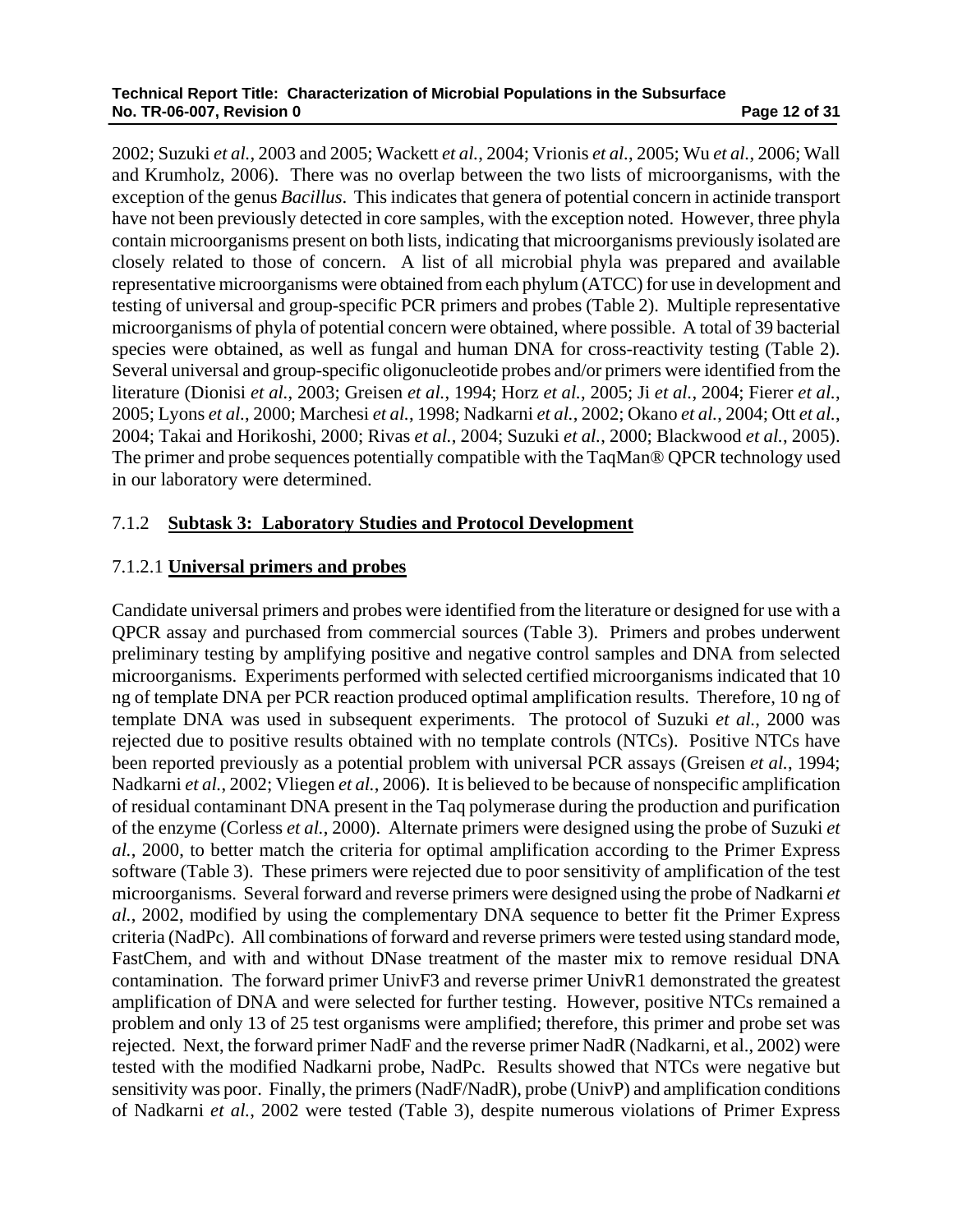2002; Suzuki *et al.*, 2003 and 2005; Wackett *et al.*, 2004; Vrionis *et al.*, 2005; Wu *et al.*, 2006; Wall and Krumholz, 2006). There was no overlap between the two lists of microorganisms, with the exception of the genus *Bacillus*. This indicates that genera of potential concern in actinide transport have not been previously detected in core samples, with the exception noted. However, three phyla contain microorganisms present on both lists, indicating that microorganisms previously isolated are closely related to those of concern. A list of all microbial phyla was prepared and available representative microorganisms were obtained from each phylum (ATCC) for use in development and testing of universal and group-specific PCR primers and probes (Table 2). Multiple representative microorganisms of phyla of potential concern were obtained, where possible. A total of 39 bacterial species were obtained, as well as fungal and human DNA for cross-reactivity testing (Table 2). Several universal and group-specific oligonucleotide probes and/or primers were identified from the literature (Dionisi *et al.*, 2003; Greisen *et al.*, 1994; Horz *et al.*, 2005; Ji *et al.*, 2004; Fierer *et al.*, 2005; Lyons *et al.*, 2000; Marchesi *et al.*, 1998; Nadkarni *et al.*, 2002; Okano *et al.*, 2004; Ott *et al.*, 2004; Takai and Horikoshi, 2000; Rivas *et al.*, 2004; Suzuki *et al.*, 2000; Blackwood *et al.*, 2005). The primer and probe sequences potentially compatible with the TaqMan® QPCR technology used in our laboratory were determined.

### 7.1.2 **Subtask 3: Laboratory Studies and Protocol Development**

#### 7.1.2.1 **Universal primers and probes**

Candidate universal primers and probes were identified from the literature or designed for use with a QPCR assay and purchased from commercial sources (Table 3). Primers and probes underwent preliminary testing by amplifying positive and negative control samples and DNA from selected microorganisms. Experiments performed with selected certified microorganisms indicated that 10 ng of template DNA per PCR reaction produced optimal amplification results. Therefore, 10 ng of template DNA was used in subsequent experiments. The protocol of Suzuki *et al.*, 2000 was rejected due to positive results obtained with no template controls (NTCs). Positive NTCs have been reported previously as a potential problem with universal PCR assays (Greisen *et al.*, 1994; Nadkarni *et al.*, 2002; Vliegen *et al.*, 2006). It is believed to be because of nonspecific amplification of residual contaminant DNA present in the Taq polymerase during the production and purification of the enzyme (Corless *et al.*, 2000). Alternate primers were designed using the probe of Suzuki *et al.*, 2000, to better match the criteria for optimal amplification according to the Primer Express software (Table 3). These primers were rejected due to poor sensitivity of amplification of the test microorganisms. Several forward and reverse primers were designed using the probe of Nadkarni *et al.*, 2002, modified by using the complementary DNA sequence to better fit the Primer Express criteria (NadPc). All combinations of forward and reverse primers were tested using standard mode, FastChem, and with and without DNase treatment of the master mix to remove residual DNA contamination. The forward primer UnivF3 and reverse primer UnivR1 demonstrated the greatest amplification of DNA and were selected for further testing. However, positive NTCs remained a problem and only 13 of 25 test organisms were amplified; therefore, this primer and probe set was rejected. Next, the forward primer NadF and the reverse primer NadR (Nadkarni, et al., 2002) were tested with the modified Nadkarni probe, NadPc. Results showed that NTCs were negative but sensitivity was poor. Finally, the primers (NadF/NadR), probe (UnivP) and amplification conditions of Nadkarni *et al.*, 2002 were tested (Table 3), despite numerous violations of Primer Express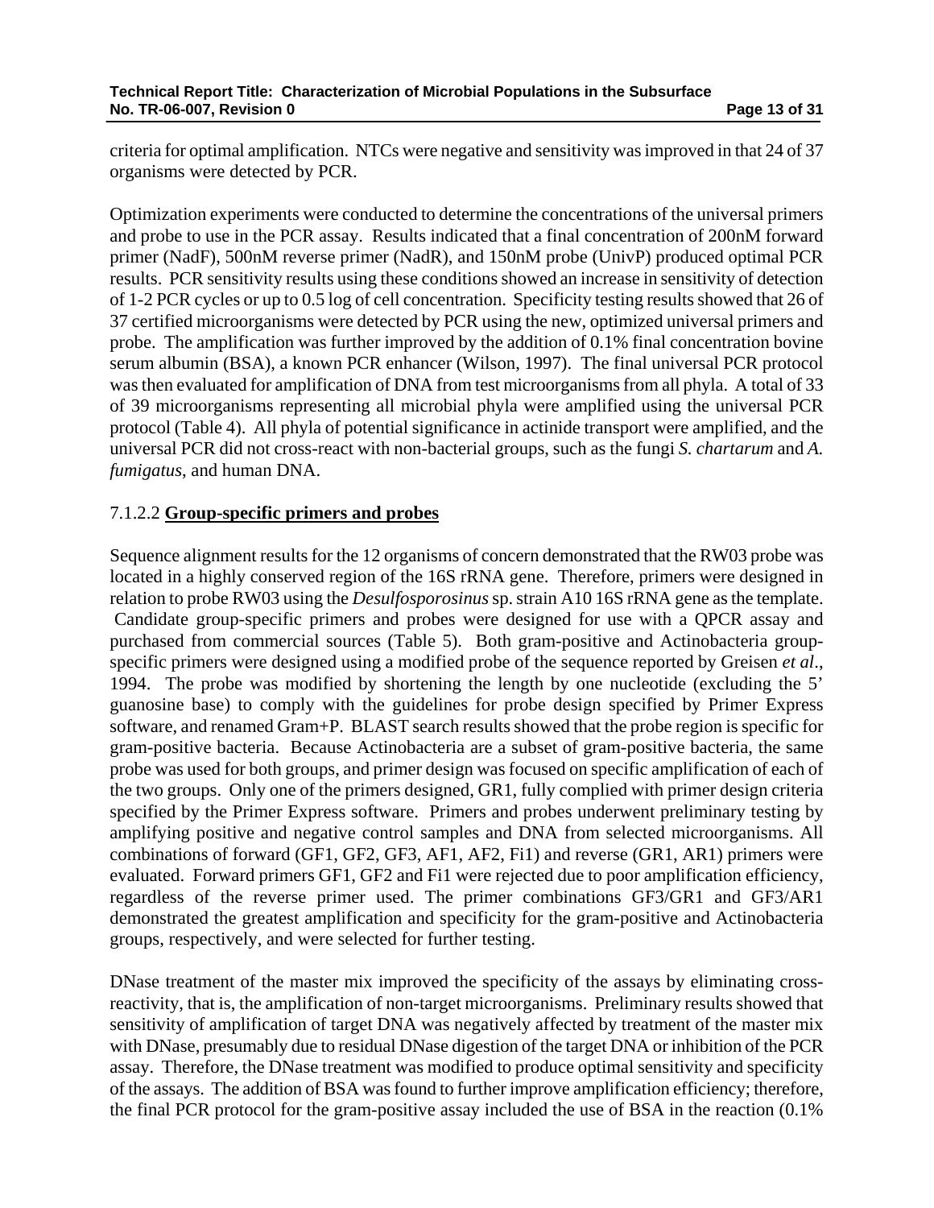criteria for optimal amplification. NTCs were negative and sensitivity was improved in that 24 of 37 organisms were detected by PCR.

Optimization experiments were conducted to determine the concentrations of the universal primers and probe to use in the PCR assay. Results indicated that a final concentration of 200nM forward primer (NadF), 500nM reverse primer (NadR), and 150nM probe (UnivP) produced optimal PCR results. PCR sensitivity results using these conditions showed an increase in sensitivity of detection of 1-2 PCR cycles or up to 0.5 log of cell concentration. Specificity testing results showed that 26 of 37 certified microorganisms were detected by PCR using the new, optimized universal primers and probe. The amplification was further improved by the addition of 0.1% final concentration bovine serum albumin (BSA), a known PCR enhancer (Wilson, 1997). The final universal PCR protocol was then evaluated for amplification of DNA from test microorganisms from all phyla. A total of 33 of 39 microorganisms representing all microbial phyla were amplified using the universal PCR protocol (Table 4). All phyla of potential significance in actinide transport were amplified, and the universal PCR did not cross-react with non-bacterial groups, such as the fungi *S. chartarum* and *A. fumigatus*, and human DNA.

#### 7.1.2.2 **Group-specific primers and probes**

Sequence alignment results for the 12 organisms of concern demonstrated that the RW03 probe was located in a highly conserved region of the 16S rRNA gene. Therefore, primers were designed in relation to probe RW03 using the *Desulfosporosinus* sp. strain A10 16S rRNA gene as the template. Candidate group-specific primers and probes were designed for use with a QPCR assay and purchased from commercial sources (Table 5). Both gram-positive and Actinobacteria group-specific primers were designed using a modified probe of the sequence reported by Greisen *et al*., 1994. The probe was modified by shortening the length by one nucleotide (excluding the 5' guanosine base) to comply with the guidelines for probe design specified by Primer Express software, and renamed Gram+P. BLAST search results showed that the probe region is specific for gram-positive bacteria. Because Actinobacteria are a subset of gram-positive bacteria, the same probe was used for both groups, and primer design was focused on specific amplification of each of the two groups. Only one of the primers designed, GR1, fully complied with primer design criteria specified by the Primer Express software. Primers and probes underwent preliminary testing by amplifying positive and negative control samples and DNA from selected microorganisms. All combinations of forward (GF1, GF2, GF3, AF1, AF2, Fi1) and reverse (GR1, AR1) primers were evaluated. Forward primers GF1, GF2 and Fi1 were rejected due to poor amplification efficiency, regardless of the reverse primer used. The primer combinations GF3/GR1 and GF3/AR1 demonstrated the greatest amplification and specificity for the gram-positive and Actinobacteria groups, respectively, and were selected for further testing.

DNase treatment of the master mix improved the specificity of the assays by eliminating cross-reactivity, that is, the amplification of non-target microorganisms. Preliminary results showed that sensitivity of amplification of target DNA was negatively affected by treatment of the master mix with DNase, presumably due to residual DNase digestion of the target DNA or inhibition of the PCR assay. Therefore, the DNase treatment was modified to produce optimal sensitivity and specificity of the assays. The addition of BSA was found to further improve amplification efficiency; therefore, the final PCR protocol for the gram-positive assay included the use of BSA in the reaction (0.1%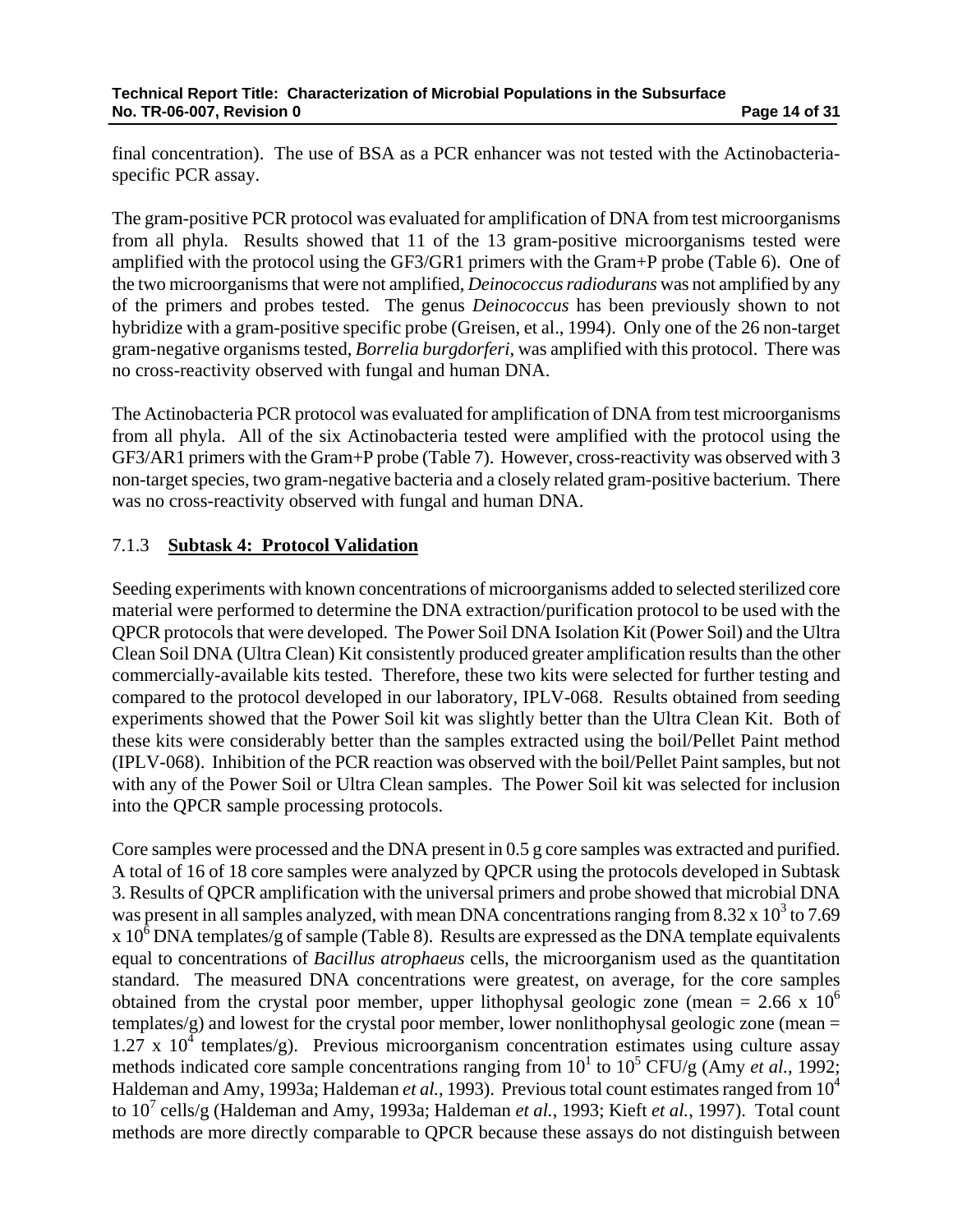final concentration). The use of BSA as a PCR enhancer was not tested with the Actinobacteria-specific PCR assay.

The gram-positive PCR protocol was evaluated for amplification of DNA from test microorganisms from all phyla. Results showed that 11 of the 13 gram-positive microorganisms tested were amplified with the protocol using the GF3/GR1 primers with the Gram+P probe (Table 6). One of the two microorganisms that were not amplified, *Deinococcus radiodurans* was not amplified by any of the primers and probes tested. The genus *Deinococcus* has been previously shown to not hybridize with a gram-positive specific probe (Greisen, et al., 1994). Only one of the 26 non-target gram-negative organisms tested, *Borrelia burgdorferi*, was amplified with this protocol. There was no cross-reactivity observed with fungal and human DNA.

The Actinobacteria PCR protocol was evaluated for amplification of DNA from test microorganisms from all phyla. All of the six Actinobacteria tested were amplified with the protocol using the GF3/AR1 primers with the Gram+P probe (Table 7). However, cross-reactivity was observed with 3 non-target species, two gram-negative bacteria and a closely related gram-positive bacterium. There was no cross-reactivity observed with fungal and human DNA.

### 7.1.3 **Subtask 4: Protocol Validation**

Seeding experiments with known concentrations of microorganisms added to selected sterilized core material were performed to determine the DNA extraction/purification protocol to be used with the QPCR protocols that were developed. The Power Soil DNA Isolation Kit (Power Soil) and the Ultra Clean Soil DNA (Ultra Clean) Kit consistently produced greater amplification results than the other commercially-available kits tested. Therefore, these two kits were selected for further testing and compared to the protocol developed in our laboratory, IPLV-068. Results obtained from seeding experiments showed that the Power Soil kit was slightly better than the Ultra Clean Kit. Both of these kits were considerably better than the samples extracted using the boil/Pellet Paint method (IPLV-068). Inhibition of the PCR reaction was observed with the boil/Pellet Paint samples, but not with any of the Power Soil or Ultra Clean samples. The Power Soil kit was selected for inclusion into the QPCR sample processing protocols.

Core samples were processed and the DNA present in 0.5 g core samples was extracted and purified. A total of 16 of 18 core samples were analyzed by QPCR using the protocols developed in Subtask 3. Results of QPCR amplification with the universal primers and probe showed that microbial DNA was present in all samples analyzed, with mean DNA concentrations ranging from $8.32 \times 10^3$ to $7.69 \times 10^6$ DNA templates/g of sample (Table 8). Results are expressed as the DNA template equivalents equal to concentrations of *Bacillus atrophaeus* cells, the microorganism used as the quantitation standard. The measured DNA concentrations were greatest, on average, for the core samples obtained from the crystal poor member, upper lithophysal geologic zone (mean = $2.66 \times 10^6$ templates/g) and lowest for the crystal poor member, lower nonlithophysal geologic zone (mean = $1.27 \times 10^4$ templates/g). Previous microorganism concentration estimates using culture assay methods indicated core sample concentrations ranging from $10^1$ to $10^5$ CFU/g (Amy *et al.*, 1992; Haldeman and Amy, 1993a; Haldeman *et al.*, 1993). Previous total count estimates ranged from $10^4$ to $10^7$ cells/g (Haldeman and Amy, 1993a; Haldeman *et al.*, 1993; Kieft *et al.*, 1997). Total count methods are more directly comparable to QPCR because these assays do not distinguish between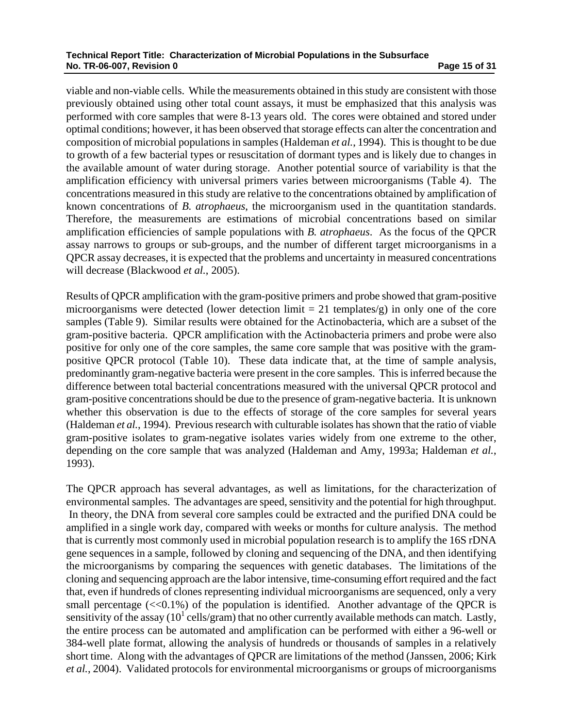viable and non-viable cells. While the measurements obtained in this study are consistent with those previously obtained using other total count assays, it must be emphasized that this analysis was performed with core samples that were 8-13 years old. The cores were obtained and stored under optimal conditions; however, it has been observed that storage effects can alter the concentration and composition of microbial populations in samples (Haldeman *et al.*, 1994). This is thought to be due to growth of a few bacterial types or resuscitation of dormant types and is likely due to changes in the available amount of water during storage. Another potential source of variability is that the amplification efficiency with universal primers varies between microorganisms (Table 4). The concentrations measured in this study are relative to the concentrations obtained by amplification of known concentrations of *B. atrophaeus*, the microorganism used in the quantitation standards. Therefore, the measurements are estimations of microbial concentrations based on similar amplification efficiencies of sample populations with *B. atrophaeus*. As the focus of the QPCR assay narrows to groups or sub-groups, and the number of different target microorganisms in a QPCR assay decreases, it is expected that the problems and uncertainty in measured concentrations will decrease (Blackwood *et al.*, 2005).

Results of QPCR amplification with the gram-positive primers and probe showed that gram-positive microorganisms were detected (lower detection limit = 21 templates/g) in only one of the core samples (Table 9). Similar results were obtained for the Actinobacteria, which are a subset of the gram-positive bacteria. QPCR amplification with the Actinobacteria primers and probe were also positive for only one of the core samples, the same core sample that was positive with the gram-positive QPCR protocol (Table 10). These data indicate that, at the time of sample analysis, predominantly gram-negative bacteria were present in the core samples. This is inferred because the difference between total bacterial concentrations measured with the universal QPCR protocol and gram-positive concentrations should be due to the presence of gram-negative bacteria. It is unknown whether this observation is due to the effects of storage of the core samples for several years (Haldeman *et al.*, 1994). Previous research with culturable isolates has shown that the ratio of viable gram-positive isolates to gram-negative isolates varies widely from one extreme to the other, depending on the core sample that was analyzed (Haldeman and Amy, 1993a; Haldeman *et al.*, 1993).

The QPCR approach has several advantages, as well as limitations, for the characterization of environmental samples. The advantages are speed, sensitivity and the potential for high throughput. In theory, the DNA from several core samples could be extracted and the purified DNA could be amplified in a single work day, compared with weeks or months for culture analysis. The method that is currently most commonly used in microbial population research is to amplify the 16S rDNA gene sequences in a sample, followed by cloning and sequencing of the DNA, and then identifying the microorganisms by comparing the sequences with genetic databases. The limitations of the cloning and sequencing approach are the labor intensive, time-consuming effort required and the fact that, even if hundreds of clones representing individual microorganisms are sequenced, only a very small percentage (<<0.1%) of the population is identified. Another advantage of the QPCR is sensitivity of the assay ($10^1$ cells/gram) that no other currently available methods can match. Lastly, the entire process can be automated and amplification can be performed with either a 96-well or 384-well plate format, allowing the analysis of hundreds or thousands of samples in a relatively short time. Along with the advantages of QPCR are limitations of the method (Janssen, 2006; Kirk *et al.*, 2004). Validated protocols for environmental microorganisms or groups of microorganisms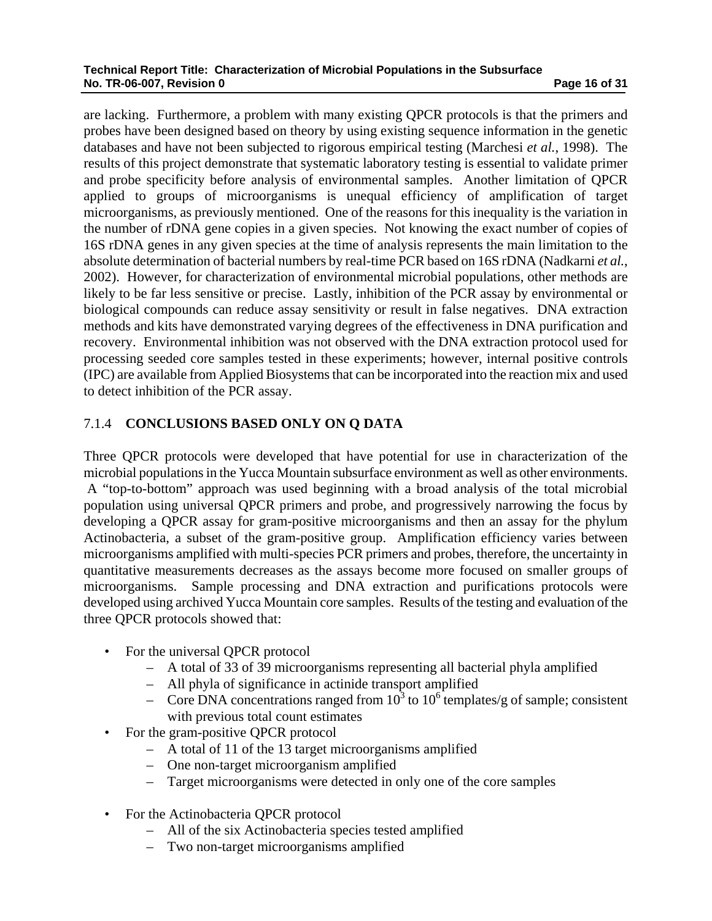are lacking. Furthermore, a problem with many existing QPCR protocols is that the primers and probes have been designed based on theory by using existing sequence information in the genetic databases and have not been subjected to rigorous empirical testing (Marchesi *et al.*, 1998). The results of this project demonstrate that systematic laboratory testing is essential to validate primer and probe specificity before analysis of environmental samples. Another limitation of QPCR applied to groups of microorganisms is unequal efficiency of amplification of target microorganisms, as previously mentioned. One of the reasons for this inequality is the variation in the number of rDNA gene copies in a given species. Not knowing the exact number of copies of 16S rDNA genes in any given species at the time of analysis represents the main limitation to the absolute determination of bacterial numbers by real-time PCR based on 16S rDNA (Nadkarni *et al.*, 2002). However, for characterization of environmental microbial populations, other methods are likely to be far less sensitive or precise. Lastly, inhibition of the PCR assay by environmental or biological compounds can reduce assay sensitivity or result in false negatives. DNA extraction methods and kits have demonstrated varying degrees of the effectiveness in DNA purification and recovery. Environmental inhibition was not observed with the DNA extraction protocol used for processing seeded core samples tested in these experiments; however, internal positive controls (IPC) are available from Applied Biosystems that can be incorporated into the reaction mix and used to detect inhibition of the PCR assay.

### 7.1.4 CONCLUSIONS BASED ONLY ON Q DATA

Three QPCR protocols were developed that have potential for use in characterization of the microbial populations in the Yucca Mountain subsurface environment as well as other environments. A "top-to-bottom" approach was used beginning with a broad analysis of the total microbial population using universal QPCR primers and probe, and progressively narrowing the focus by developing a QPCR assay for gram-positive microorganisms and then an assay for the phylum Actinobacteria, a subset of the gram-positive group. Amplification efficiency varies between microorganisms amplified with multi-species PCR primers and probes, therefore, the uncertainty in quantitative measurements decreases as the assays become more focused on smaller groups of microorganisms. Sample processing and DNA extraction and purifications protocols were developed using archived Yucca Mountain core samples. Results of the testing and evaluation of the three QPCR protocols showed that:

- For the universal QPCR protocol
  - A total of 33 of 39 microorganisms representing all bacterial phyla amplified
  - All phyla of significance in actinide transport amplified
  - Core DNA concentrations ranged from $10^3$ to $10^6$ templates/g of sample; consistent with previous total count estimates
- For the gram-positive QPCR protocol
  - A total of 11 of the 13 target microorganisms amplified
  - One non-target microorganism amplified
  - Target microorganisms were detected in only one of the core samples
- For the Actinobacteria QPCR protocol
  - All of the six Actinobacteria species tested amplified
  - Two non-target microorganisms amplified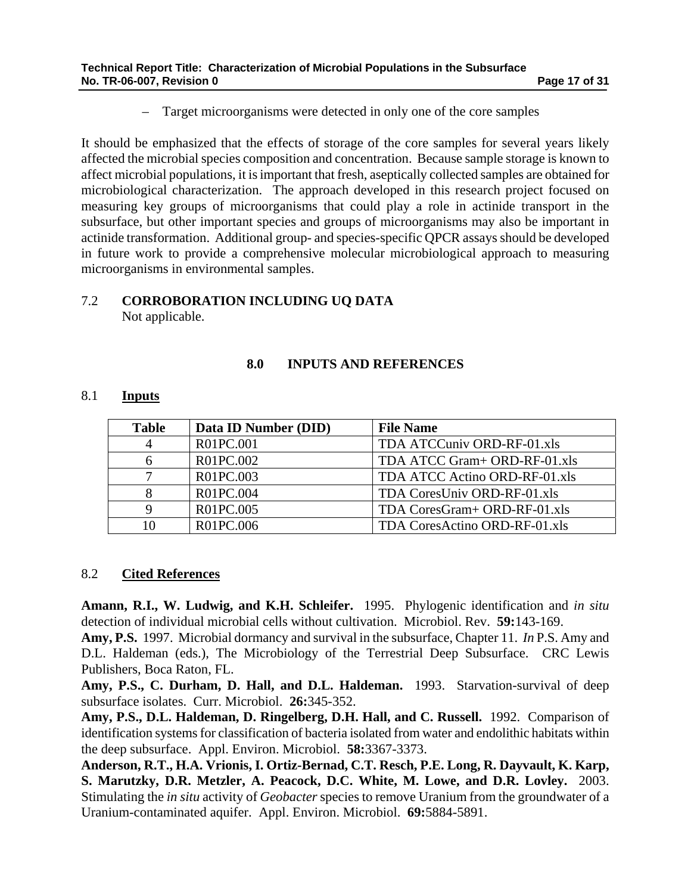– Target microorganisms were detected in only one of the core samples

It should be emphasized that the effects of storage of the core samples for several years likely affected the microbial species composition and concentration. Because sample storage is known to affect microbial populations, it is important that fresh, aseptically collected samples are obtained for microbiological characterization. The approach developed in this research project focused on measuring key groups of microorganisms that could play a role in actinide transport in the subsurface, but other important species and groups of microorganisms may also be important in actinide transformation. Additional group- and species-specific QPCR assays should be developed in future work to provide a comprehensive molecular microbiological approach to measuring microorganisms in environmental samples.

### 7.2 CORROBORATION INCLUDING UQ DATA

Not applicable.

## 8.0 INPUTS AND REFERENCES

### 8.1 Inputs

| Table | Data ID Number (DID) | File Name |
|---|---|---|
| 4 | R01PC.001 | TDA ATCCuniv ORD-RF-01.xls |
| 6 | R01PC.002 | TDA ATCC Gram+ ORD-RF-01.xls |
| 7 | R01PC.003 | TDA ATCC Actino ORD-RF-01.xls |
| 8 | R01PC.004 | TDA CoresUniv ORD-RF-01.xls |
| 9 | R01PC.005 | TDA CoresGram+ ORD-RF-01.xls |
| 10 | R01PC.006 | TDA CoresActino ORD-RF-01.xls |

### 8.2 Cited References

**Amann, R.I., W. Ludwig, and K.H. Schleifer.** 1995. Phylogenic identification and *in situ* detection of individual microbial cells without cultivation. Microbiol. Rev. **59:**143-169.

**Amy, P.S.** 1997. Microbial dormancy and survival in the subsurface, Chapter 11. *In* P.S. Amy and D.L. Haldeman (eds.), The Microbiology of the Terrestrial Deep Subsurface. CRC Lewis Publishers, Boca Raton, FL.

**Amy, P.S., C. Durham, D. Hall, and D.L. Haldeman.** 1993. Starvation-survival of deep subsurface isolates. Curr. Microbiol. **26:**345-352.

**Amy, P.S., D.L. Haldeman, D. Ringelberg, D.H. Hall, and C. Russell.** 1992. Comparison of identification systems for classification of bacteria isolated from water and endolithic habitats within the deep subsurface. Appl. Environ. Microbiol. **58:**3367-3373.

**Anderson, R.T., H.A. Vrionis, I. Ortiz-Bernad, C.T. Resch, P.E. Long, R. Dayvault, K. Karp, S. Marutzky, D.R. Metzler, A. Peacock, D.C. White, M. Lowe, and D.R. Lovley.** 2003. Stimulating the *in situ* activity of *Geobacter* species to remove Uranium from the groundwater of a Uranium-contaminated aquifer. Appl. Environ. Microbiol. **69:**5884-5891.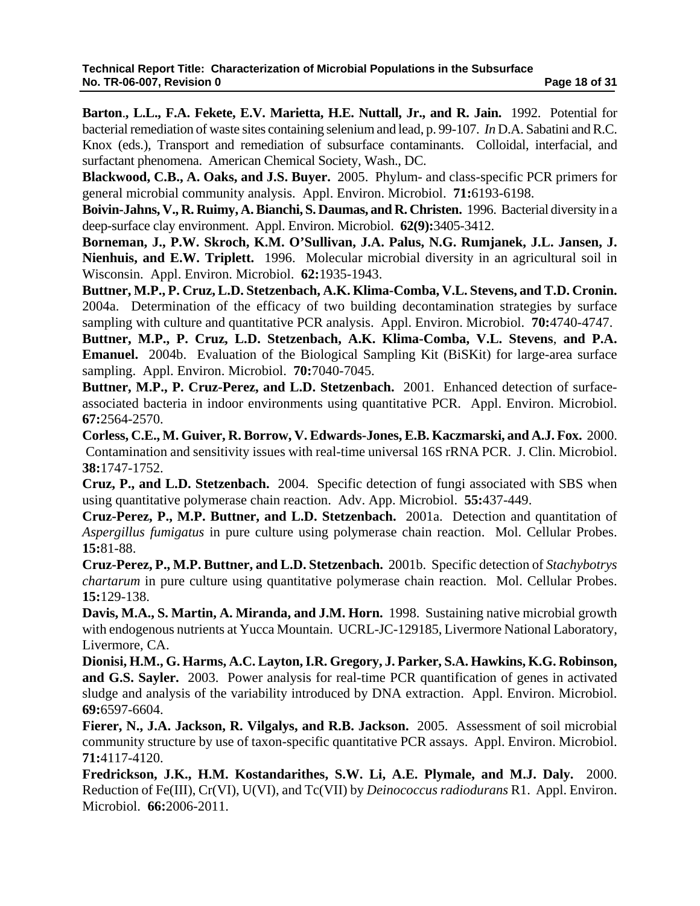**Barton., L.L., F.A. Fekete, E.V. Marietta, H.E. Nuttall, Jr., and R. Jain.** 1992. Potential for bacterial remediation of waste sites containing selenium and lead, p. 99-107. *In* D.A. Sabatini and R.C. Knox (eds.), Transport and remediation of subsurface contaminants. Colloidal, interfacial, and surfactant phenomena. American Chemical Society, Wash., DC.

**Blackwood, C.B., A. Oaks, and J.S. Buyer.** 2005. Phylum- and class-specific PCR primers for general microbial community analysis. Appl. Environ. Microbiol. **71:**6193-6198.

**Boivin-Jahns, V., R. Ruimy, A. Bianchi, S. Daumas, and R. Christen.** 1996. Bacterial diversity in a deep-surface clay environment. Appl. Environ. Microbiol. **62(9):**3405-3412.

**Borneman, J., P.W. Skroch, K.M. O'Sullivan, J.A. Palus, N.G. Rumjanek, J.L. Jansen, J. Nienhuis, and E.W. Triplett.** 1996. Molecular microbial diversity in an agricultural soil in Wisconsin. Appl. Environ. Microbiol. **62:**1935-1943.

**Buttner, M.P., P. Cruz, L.D. Stetzenbach, A.K. Klima-Comba, V.L. Stevens, and T.D. Cronin.** 2004a. Determination of the efficacy of two building decontamination strategies by surface sampling with culture and quantitative PCR analysis. Appl. Environ. Microbiol. **70:**4740-4747.

**Buttner, M.P., P. Cruz, L.D. Stetzenbach, A.K. Klima-Comba, V.L. Stevens, and P.A. Emanuel.** 2004b. Evaluation of the Biological Sampling Kit (BiSKit) for large-area surface sampling. Appl. Environ. Microbiol. **70:**7040-7045.

**Buttner, M.P., P. Cruz-Perez, and L.D. Stetzenbach.** 2001. Enhanced detection of surface-associated bacteria in indoor environments using quantitative PCR. Appl. Environ. Microbiol. **67:**2564-2570.

**Corless, C.E., M. Guiver, R. Borrow, V. Edwards-Jones, E.B. Kaczmarski, and A.J. Fox.** 2000. Contamination and sensitivity issues with real-time universal 16S rRNA PCR. J. Clin. Microbiol. **38:**1747-1752.

**Cruz, P., and L.D. Stetzenbach.** 2004. Specific detection of fungi associated with SBS when using quantitative polymerase chain reaction. Adv. App. Microbiol. **55:**437-449.

**Cruz-Perez, P., M.P. Buttner, and L.D. Stetzenbach.** 2001a. Detection and quantitation of *Aspergillus fumigatus* in pure culture using polymerase chain reaction. Mol. Cellular Probes. **15:**81-88.

**Cruz-Perez, P., M.P. Buttner, and L.D. Stetzenbach.** 2001b. Specific detection of *Stachybotrys chartarum* in pure culture using quantitative polymerase chain reaction. Mol. Cellular Probes. **15:**129-138.

**Davis, M.A., S. Martin, A. Miranda, and J.M. Horn.** 1998. Sustaining native microbial growth with endogenous nutrients at Yucca Mountain. UCRL-JC-129185, Livermore National Laboratory, Livermore, CA.

**Dionisi, H.M., G. Harms, A.C. Layton, I.R. Gregory, J. Parker, S.A. Hawkins, K.G. Robinson, and G.S. Sayler.** 2003. Power analysis for real-time PCR quantification of genes in activated sludge and analysis of the variability introduced by DNA extraction. Appl. Environ. Microbiol. **69:**6597-6604.

**Fierer, N., J.A. Jackson, R. Vilgalys, and R.B. Jackson.** 2005. Assessment of soil microbial community structure by use of taxon-specific quantitative PCR assays. Appl. Environ. Microbiol. **71:**4117-4120.

**Fredrickson, J.K., H.M. Kostandarithes, S.W. Li, A.E. Plymale, and M.J. Daly.** 2000. Reduction of Fe(III), Cr(VI), U(VI), and Tc(VII) by *Deinococcus radiodurans* R1. Appl. Environ. Microbiol. **66:**2006-2011.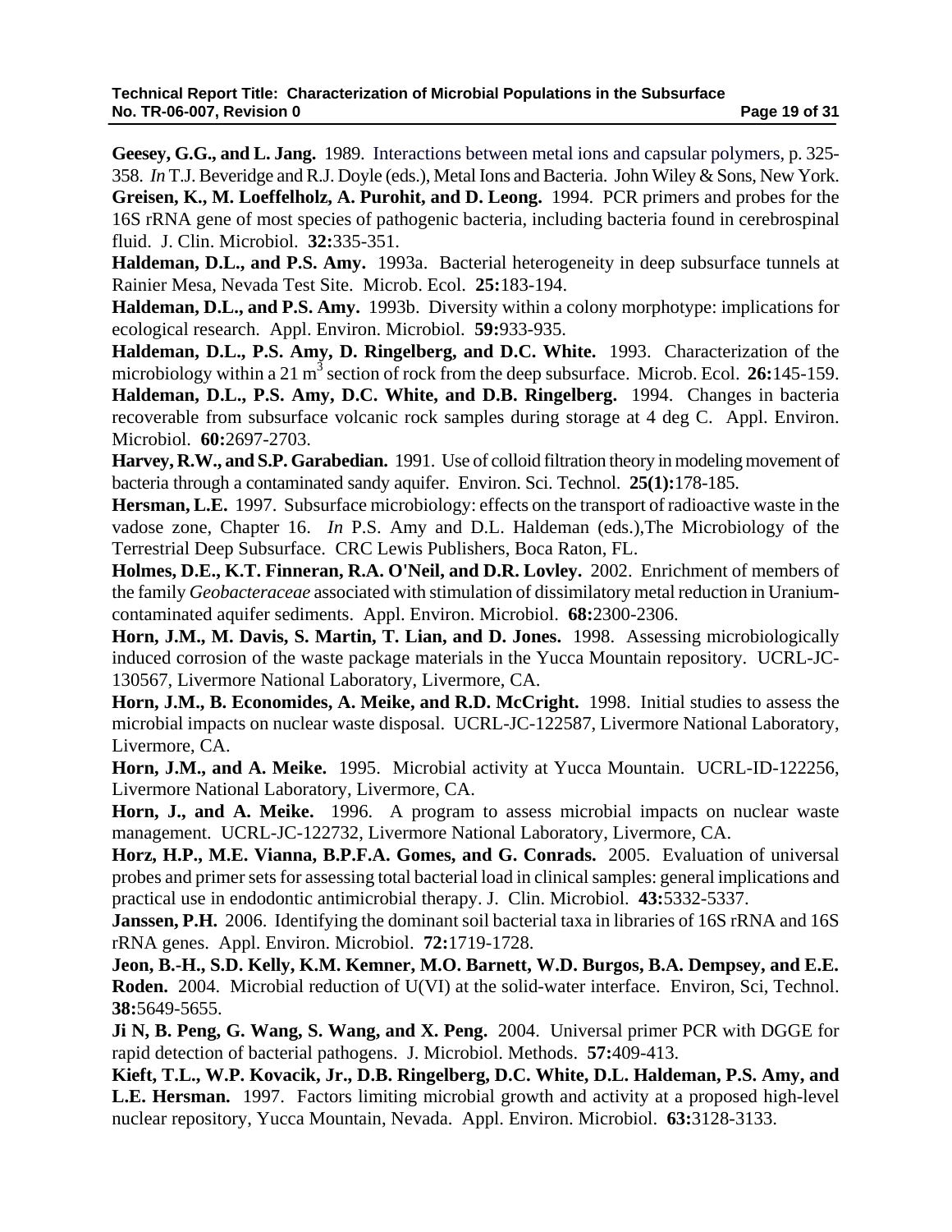**Geesey, G.G., and L. Jang.** 1989. Interactions between metal ions and capsular polymers, p. 325-358. *In* T.J. Beveridge and R.J. Doyle (eds.), Metal Ions and Bacteria. John Wiley & Sons, New York.

**Greisen, K., M. Loeffelholz, A. Purohit, and D. Leong.** 1994. PCR primers and probes for the 16S rRNA gene of most species of pathogenic bacteria, including bacteria found in cerebrospinal fluid. J. Clin. Microbiol. **32:**335-351.

**Haldeman, D.L., and P.S. Amy.** 1993a. Bacterial heterogeneity in deep subsurface tunnels at Rainier Mesa, Nevada Test Site. Microb. Ecol. **25:**183-194.

**Haldeman, D.L., and P.S. Amy.** 1993b. Diversity within a colony morphotype: implications for ecological research. Appl. Environ. Microbiol. **59:**933-935.

**Haldeman, D.L., P.S. Amy, D. Ringelberg, and D.C. White.** 1993. Characterization of the microbiology within a 21 $m^3$ section of rock from the deep subsurface. Microb. Ecol. **26:**145-159.

**Haldeman, D.L., P.S. Amy, D.C. White, and D.B. Ringelberg.** 1994. Changes in bacteria recoverable from subsurface volcanic rock samples during storage at 4 deg C. Appl. Environ. Microbiol. **60:**2697-2703.

**Harvey, R.W., and S.P. Garabedian.** 1991. Use of colloid filtration theory in modeling movement of bacteria through a contaminated sandy aquifer. Environ. Sci. Technol. **25(1):**178-185.

**Hersman, L.E.** 1997. Subsurface microbiology: effects on the transport of radioactive waste in the vadose zone, Chapter 16. *In* P.S. Amy and D.L. Haldeman (eds.),The Microbiology of the Terrestrial Deep Subsurface. CRC Lewis Publishers, Boca Raton, FL.

**Holmes, D.E., K.T. Finneran, R.A. O'Neil, and D.R. Lovley.** 2002. Enrichment of members of the family *Geobacteraceae* associated with stimulation of dissimilatory metal reduction in Uranium-contaminated aquifer sediments. Appl. Environ. Microbiol. **68:**2300-2306.

**Horn, J.M., M. Davis, S. Martin, T. Lian, and D. Jones.** 1998. Assessing microbiologically induced corrosion of the waste package materials in the Yucca Mountain repository. UCRL-JC-130567, Livermore National Laboratory, Livermore, CA.

**Horn, J.M., B. Economides, A. Meike, and R.D. McCright.** 1998. Initial studies to assess the microbial impacts on nuclear waste disposal. UCRL-JC-122587, Livermore National Laboratory, Livermore, CA.

**Horn, J.M., and A. Meike.** 1995. Microbial activity at Yucca Mountain. UCRL-ID-122256, Livermore National Laboratory, Livermore, CA.

**Horn, J., and A. Meike.** 1996. A program to assess microbial impacts on nuclear waste management. UCRL-JC-122732, Livermore National Laboratory, Livermore, CA.

**Horz, H.P., M.E. Vianna, B.P.F.A. Gomes, and G. Conrads.** 2005. Evaluation of universal probes and primer sets for assessing total bacterial load in clinical samples: general implications and practical use in endodontic antimicrobial therapy. J. Clin. Microbiol. **43:**5332-5337.

**Janssen, P.H.** 2006. Identifying the dominant soil bacterial taxa in libraries of 16S rRNA and 16S rRNA genes. Appl. Environ. Microbiol. **72:**1719-1728.

**Jeon, B.-H., S.D. Kelly, K.M. Kemner, M.O. Barnett, W.D. Burgos, B.A. Dempsey, and E.E. Roden.** 2004. Microbial reduction of U(VI) at the solid-water interface. Environ, Sci, Technol. **38:**5649-5655.

**Ji N, B. Peng, G. Wang, S. Wang, and X. Peng.** 2004. Universal primer PCR with DGGE for rapid detection of bacterial pathogens. J. Microbiol. Methods. **57:**409-413.

**Kieft, T.L., W.P. Kovacik, Jr., D.B. Ringelberg, D.C. White, D.L. Haldeman, P.S. Amy, and L.E. Hersman.** 1997. Factors limiting microbial growth and activity at a proposed high-level nuclear repository, Yucca Mountain, Nevada. Appl. Environ. Microbiol. **63:**3128-3133.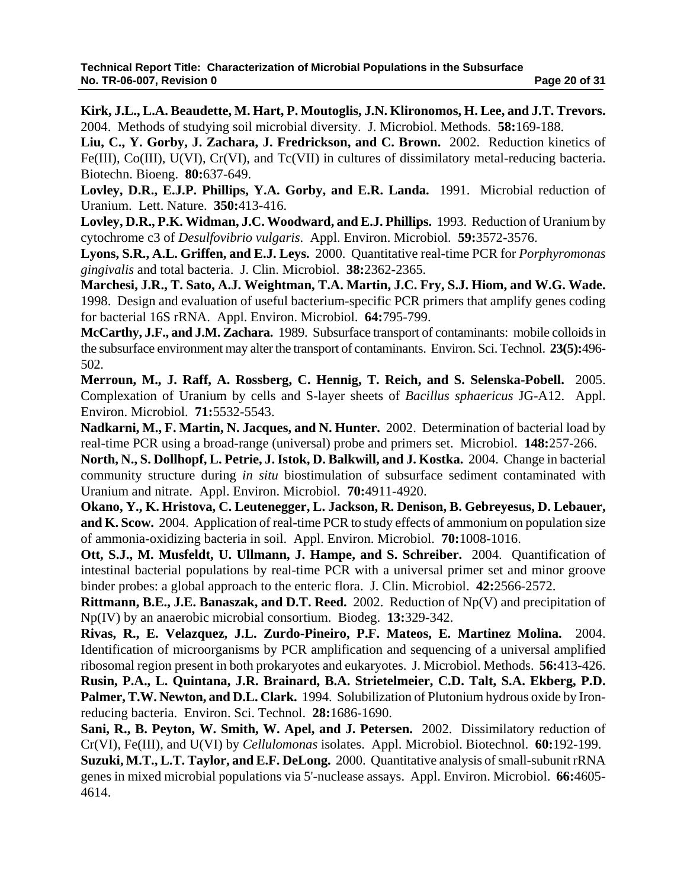**Kirk, J.L., L.A. Beaudette, M. Hart, P. Moutoglis, J.N. Klironomos, H. Lee, and J.T. Trevors.** 2004. Methods of studying soil microbial diversity. J. Microbiol. Methods. **58:**169-188.

**Liu, C., Y. Gorby, J. Zachara, J. Fredrickson, and C. Brown.** 2002. Reduction kinetics of Fe(III), Co(III), U(VI), Cr(VI), and Tc(VII) in cultures of dissimilatory metal-reducing bacteria. Biotechn. Bioeng. **80:**637-649.

**Lovley, D.R., E.J.P. Phillips, Y.A. Gorby, and E.R. Landa.** 1991. Microbial reduction of Uranium. Lett. Nature. **350:**413-416.

**Lovley, D.R., P.K. Widman, J.C. Woodward, and E.J. Phillips.** 1993. Reduction of Uranium by cytochrome c3 of *Desulfovibrio vulgaris*. Appl. Environ. Microbiol. **59:**3572-3576.

**Lyons, S.R., A.L. Griffen, and E.J. Leys.** 2000. Quantitative real-time PCR for *Porphyromonas gingivalis* and total bacteria. J. Clin. Microbiol. **38:**2362-2365.

**Marchesi, J.R., T. Sato, A.J. Weightman, T.A. Martin, J.C. Fry, S.J. Hiom, and W.G. Wade.** 1998. Design and evaluation of useful bacterium-specific PCR primers that amplify genes coding for bacterial 16S rRNA. Appl. Environ. Microbiol. **64:**795-799.

**McCarthy, J.F., and J.M. Zachara.** 1989. Subsurface transport of contaminants: mobile colloids in the subsurface environment may alter the transport of contaminants. Environ. Sci. Technol. **23(5):**496-502.

**Merroun, M., J. Raff, A. Rossberg, C. Hennig, T. Reich, and S. Selenska-Pobell.** 2005. Complexation of Uranium by cells and S-layer sheets of *Bacillus sphaericus* JG-A12. Appl. Environ. Microbiol. **71:**5532-5543.

**Nadkarni, M., F. Martin, N. Jacques, and N. Hunter.** 2002. Determination of bacterial load by real-time PCR using a broad-range (universal) probe and primers set. Microbiol. **148:**257-266.

**North, N., S. Dollhopf, L. Petrie, J. Istok, D. Balkwill, and J. Kostka.** 2004. Change in bacterial community structure during *in situ* biostimulation of subsurface sediment contaminated with Uranium and nitrate. Appl. Environ. Microbiol. **70:**4911-4920.

**Okano, Y., K. Hristova, C. Leutenegger, L. Jackson, R. Denison, B. Gebreyesus, D. Lebauer, and K. Scow.** 2004. Application of real-time PCR to study effects of ammonium on population size of ammonia-oxidizing bacteria in soil. Appl. Environ. Microbiol. **70:**1008-1016.

**Ott, S.J., M. Musfeldt, U. Ullmann, J. Hampe, and S. Schreiber.** 2004. Quantification of intestinal bacterial populations by real-time PCR with a universal primer set and minor groove binder probes: a global approach to the enteric flora. J. Clin. Microbiol. **42:**2566-2572.

**Rittmann, B.E., J.E. Banaszak, and D.T. Reed.** 2002. Reduction of Np(V) and precipitation of Np(IV) by an anaerobic microbial consortium. Biodeg. **13:**329-342.

**Rivas, R., E. Velazquez, J.L. Zurdo-Pineiro, P.F. Mateos, E. Martinez Molina.** 2004. Identification of microorganisms by PCR amplification and sequencing of a universal amplified ribosomal region present in both prokaryotes and eukaryotes. J. Microbiol. Methods. **56:**413-426.

**Rusin, P.A., L. Quintana, J.R. Brainard, B.A. Strietelmeier, C.D. Talt, S.A. Ekberg, P.D. Palmer, T.W. Newton, and D.L. Clark.** 1994. Solubilization of Plutonium hydrous oxide by Iron-reducing bacteria. Environ. Sci. Technol. **28:**1686-1690.

**Sani, R., B. Peyton, W. Smith, W. Apel, and J. Petersen.** 2002. Dissimilatory reduction of Cr(VI), Fe(III), and U(VI) by *Cellulomonas* isolates. Appl. Microbiol. Biotechnol. **60:**192-199.

**Suzuki, M.T., L.T. Taylor, and E.F. DeLong.** 2000. Quantitative analysis of small-subunit rRNA genes in mixed microbial populations via 5'-nuclease assays. Appl. Environ. Microbiol. **66:**4605-4614.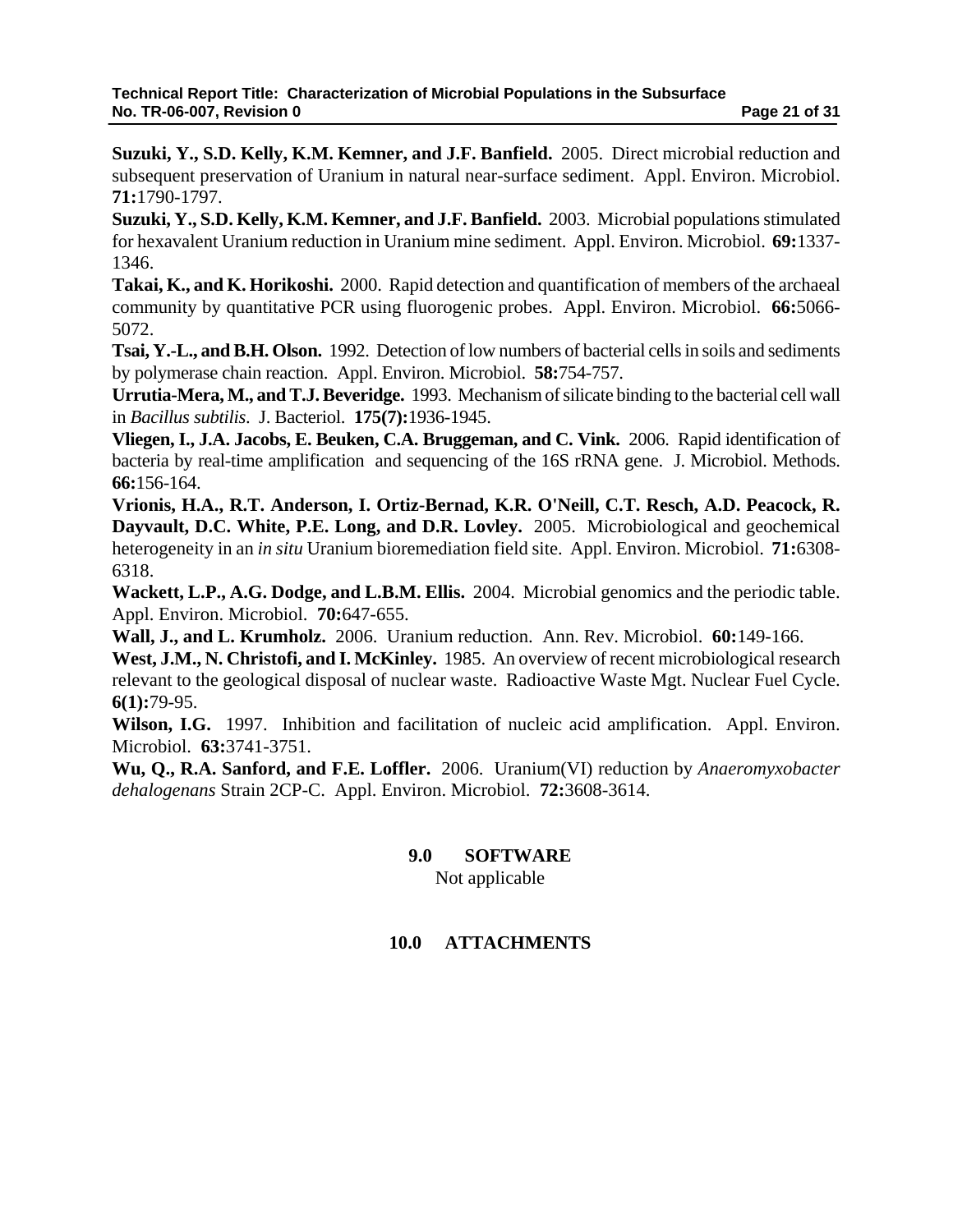**Suzuki, Y., S.D. Kelly, K.M. Kemner, and J.F. Banfield.** 2005. Direct microbial reduction and subsequent preservation of Uranium in natural near-surface sediment. Appl. Environ. Microbiol. **71:**1790-1797.

**Suzuki, Y., S.D. Kelly, K.M. Kemner, and J.F. Banfield.** 2003. Microbial populations stimulated for hexavalent Uranium reduction in Uranium mine sediment. Appl. Environ. Microbiol. **69:**1337-1346.

**Takai, K., and K. Horikoshi.** 2000. Rapid detection and quantification of members of the archaeal community by quantitative PCR using fluorogenic probes. Appl. Environ. Microbiol. **66:**5066-5072.

**Tsai, Y.-L., and B.H. Olson.** 1992. Detection of low numbers of bacterial cells in soils and sediments by polymerase chain reaction. Appl. Environ. Microbiol. **58:**754-757.

**Urrutia-Mera, M., and T.J. Beveridge.** 1993. Mechanism of silicate binding to the bacterial cell wall in *Bacillus subtilis*. J. Bacteriol. **175(7):**1936-1945.

**Vliegen, I., J.A. Jacobs, E. Beuken, C.A. Bruggeman, and C. Vink.** 2006. Rapid identification of bacteria by real-time amplification and sequencing of the 16S rRNA gene. J. Microbiol. Methods. **66:**156-164.

**Vrionis, H.A., R.T. Anderson, I. Ortiz-Bernad, K.R. O'Neill, C.T. Resch, A.D. Peacock, R. Dayvault, D.C. White, P.E. Long, and D.R. Lovley.** 2005. Microbiological and geochemical heterogeneity in an *in situ* Uranium bioremediation field site. Appl. Environ. Microbiol. **71:**6308-6318.

**Wackett, L.P., A.G. Dodge, and L.B.M. Ellis.** 2004. Microbial genomics and the periodic table. Appl. Environ. Microbiol. **70:**647-655.

**Wall, J., and L. Krumholz.** 2006. Uranium reduction. Ann. Rev. Microbiol. **60:**149-166.

**West, J.M., N. Christofi, and I. McKinley.** 1985. An overview of recent microbiological research relevant to the geological disposal of nuclear waste. Radioactive Waste Mgt. Nuclear Fuel Cycle. **6(1):**79-95.

**Wilson, I.G.** 1997. Inhibition and facilitation of nucleic acid amplification. Appl. Environ. Microbiol. **63:**3741-3751.

**Wu, Q., R.A. Sanford, and F.E. Loffler.** 2006. Uranium(VI) reduction by *Anaeromyxobacter dehalogenans* Strain 2CP-C. Appl. Environ. Microbiol. **72:**3608-3614.

## 9.0 SOFTWARE

Not applicable

## 10.0 ATTACHMENTS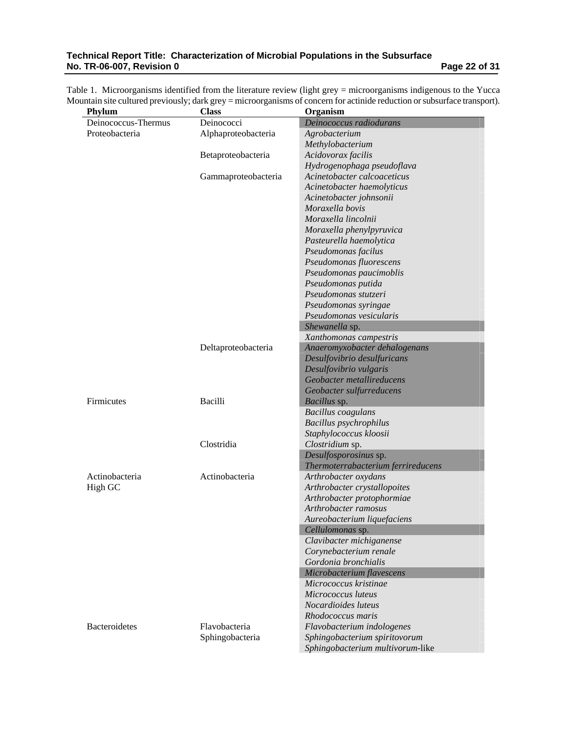Table 1. Microorganisms identified from the literature review (light grey = microorganisms indigenous to the Yucca Mountain site cultured previously; dark grey = microorganisms of concern for actinide reduction or subsurface transport).

| Phylum | Class | Organism |
|---|---|---|
| Deinococcus-Thermus | Deinococci | *Deinococcus radiodurans* |
| Proteobacteria | Alphaproteobacteria | *Agrobacterium* |
| | | *Methylobacterium* |
| | Betaproteobacteria | *Acidovorax facilis* |
| | | *Hydrogenophaga pseudoflava* |
| | Gammaproteobacteria | *Acinetobacter calcoaceticus* |
| | | *Acinetobacter haemolyticus* |
| | | *Acinetobacter johnsonii* |
| | | *Moraxella bovis* |
| | | *Moraxella lincolnii* |
| | | *Moraxella phenylpyruvica* |
| | | *Pasteurella haemolytica* |
| | | *Pseudomonas facilus* |
| | | *Pseudomonas fluorescens* |
| | | *Pseudomonas paucimoblis* |
| | | *Pseudomonas putida* |
| | | *Pseudomonas stutzeri* |
| | | *Pseudomonas syringae* |
| | | *Pseudomonas vesicularis* |
| | | *Shewanella* sp. |
| | | *Xanthomonas campestris* |
| | Deltaproteobacteria | *Anaeromyxobacter dehalogenans* |
| | | *Desulfovibrio desulfuricans* |
| | | *Desulfovibrio vulgaris* |
| | | *Geobacter metallireducens* |
| | | *Geobacter sulfurreducens* |
| Firmicutes | Bacilli | *Bacillus* sp. |
| | | *Bacillus coagulans* |
| | | *Bacillus psychrophilus* |
| | | *Staphylococcus kloosii* |
| | Clostridia | *Clostridium* sp. |
| | | *Desulfosporosinus* sp. |
| | | *Thermoterrabacterium ferrireducens* |
| Actinobacteria High GC | Actinobacteria | *Arthrobacter oxydans* |
| | | *Arthrobacter crystallopoites* |
| | | *Arthrobacter protophormiae* |
| | | *Arthrobacter ramosus* |
| | | *Aureobacterium liquefaciens* |
| | | *Cellulomonas* sp. |
| | | *Clavibacter michiganense* |
| | | *Corynebacterium renale* |
| | | *Gordonia bronchialis* |
| | | *Microbacterium flavescens* |
| | | *Micrococcus kristinae* |
| | | *Micrococcus luteus* |
| | | *Nocardioides luteus* |
| | | *Rhodococcus maris* |
| Bacteroidetes | Flavobacteria | *Flavobacterium indologenes* |
| | Sphingobacteria | *Sphingobacterium spiritovorum* |
| | | *Sphingobacterium multivorum*-like |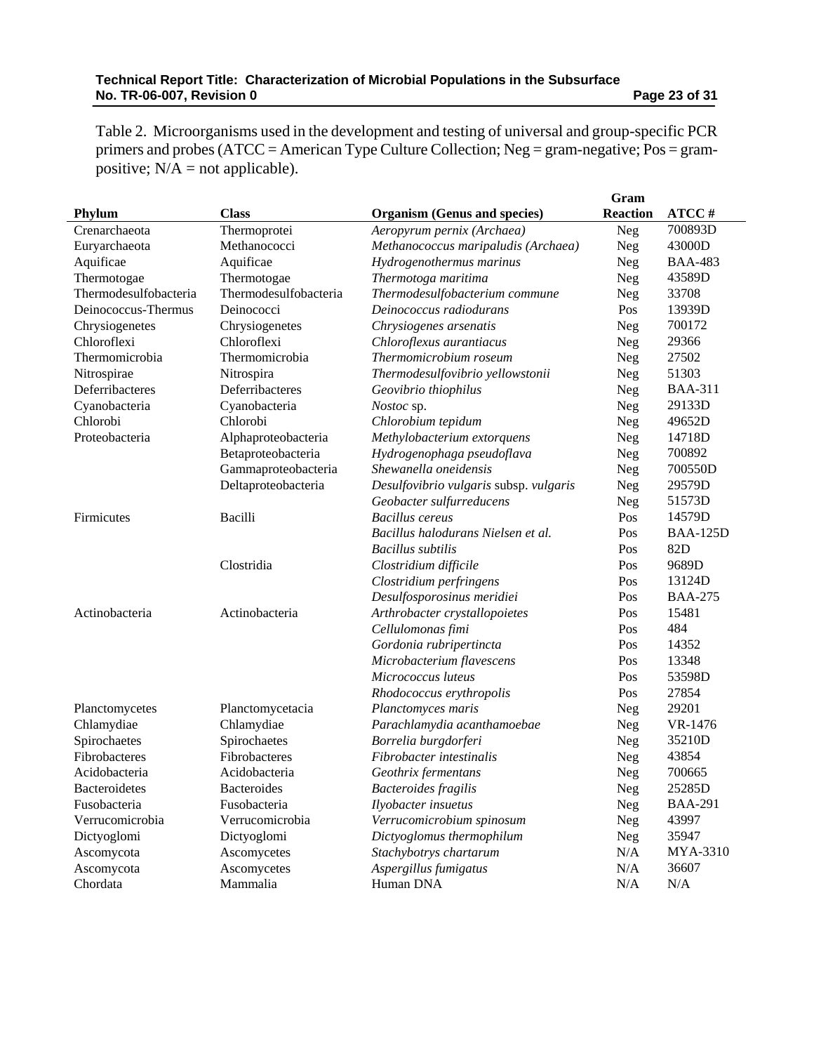Table 2. Microorganisms used in the development and testing of universal and group-specific PCR primers and probes (ATCC = American Type Culture Collection; Neg = gram-negative; Pos = gram-positive; N/A = not applicable).

| Phylum | Class | Organism (Genus and species) | Gram Reaction | ATCC # |
|---|---|---|---|---|
| Crenarchaeota | Thermoprotei | *Aeropyrum pernix (Archaea)* | Neg | 700893D |
| Euryarchaeota | Methanococci | *Methanococcus maripaludis (Archaea)* | Neg | 43000D |
| Aquificae | Aquificae | *Hydrogenothermus marinus* | Neg | BAA-483 |
| Thermotogae | Thermotogae | *Thermotoga maritima* | Neg | 43589D |
| Thermodesulfobacteria | Thermodesulfobacteria | *Thermodesulfobacterium commune* | Neg | 33708 |
| Deinococcus-Thermus | Deinococci | *Deinococcus radiodurans* | Pos | 13939D |
| Chrysiogenetes | Chrysiogenetes | *Chrysiogenes arsenatis* | Neg | 700172 |
| Chloroflexi | Chloroflexi | *Chloroflexus aurantiacus* | Neg | 29366 |
| Thermomicrobia | Thermomicrobia | *Thermomicrobium roseum* | Neg | 27502 |
| Nitrospirae | Nitrospira | *Thermodesulfovibrio yellowstonii* | Neg | 51303 |
| Deferribacteres | Deferribacteres | *Geovibrio thiophilus* | Neg | BAA-311 |
| Cyanobacteria | Cyanobacteria | *Nostoc* sp. | Neg | 29133D |
| Chlorobi | Chlorobi | *Chlorobium tepidum* | Neg | 49652D |
| Proteobacteria | Alphaproteobacteria | *Methylobacterium extorquens* | Neg | 14718D |
| | Betaproteobacteria | *Hydrogenophaga pseudoflava* | Neg | 700892 |
| | Gammaproteobacteria | *Shewanella oneidensis* | Neg | 700550D |
| | Deltaproteobacteria | *Desulfovibrio vulgaris* subsp. *vulgaris* | Neg | 29579D |
| | | *Geobacter sulfurreducens* | Neg | 51573D |
| Firmicutes | Bacilli | *Bacillus cereus* | Pos | 14579D |
| | | *Bacillus halodurans Nielsen et al.* | Pos | BAA-125D |
| | | *Bacillus subtilis* | Pos | 82D |
| | Clostridia | *Clostridium difficile* | Pos | 9689D |
| | | *Clostridium perfringens* | Pos | 13124D |
| | | *Desulfosporosinus meridiei* | Pos | BAA-275 |
| Actinobacteria | Actinobacteria | *Arthrobacter crystallopoietes* | Pos | 15481 |
| | | *Cellulomonas fimi* | Pos | 484 |
| | | *Gordonia rubripertincta* | Pos | 14352 |
| | | *Microbacterium flavescens* | Pos | 13348 |
| | | *Micrococcus luteus* | Pos | 53598D |
| | | *Rhodococcus erythropolis* | Pos | 27854 |
| Planctomycetes | Planctomycetacia | *Planctomyces maris* | Neg | 29201 |
| Chlamydiae | Chlamydiae | *Parachlamydia acanthamoebae* | Neg | VR-1476 |
| Spirochaetes | Spirochaetes | *Borrelia burgdorferi* | Neg | 35210D |
| Fibrobacteres | Fibrobacteres | *Fibrobacter intestinalis* | Neg | 43854 |
| Acidobacteria | Acidobacteria | *Geothrix fermentans* | Neg | 700665 |
| Bacteroidetes | Bacteroides | *Bacteroides fragilis* | Neg | 25285D |
| Fusobacteria | Fusobacteria | *Ilyobacter insuetus* | Neg | BAA-291 |
| Verrucomicrobia | Verrucomicrobia | *Verrucomicrobium spinosum* | Neg | 43997 |
| Dictyoglomi | Dictyoglomi | *Dictyoglomus thermophilum* | Neg | 35947 |
| Ascomycota | Ascomycetes | *Stachybotrys chartarum* | N/A | MYA-3310 |
| Ascomycota | Ascomycetes | *Aspergillus fumigatus* | N/A | 36607 |
| Chordata | Mammalia | Human DNA | N/A | N/A |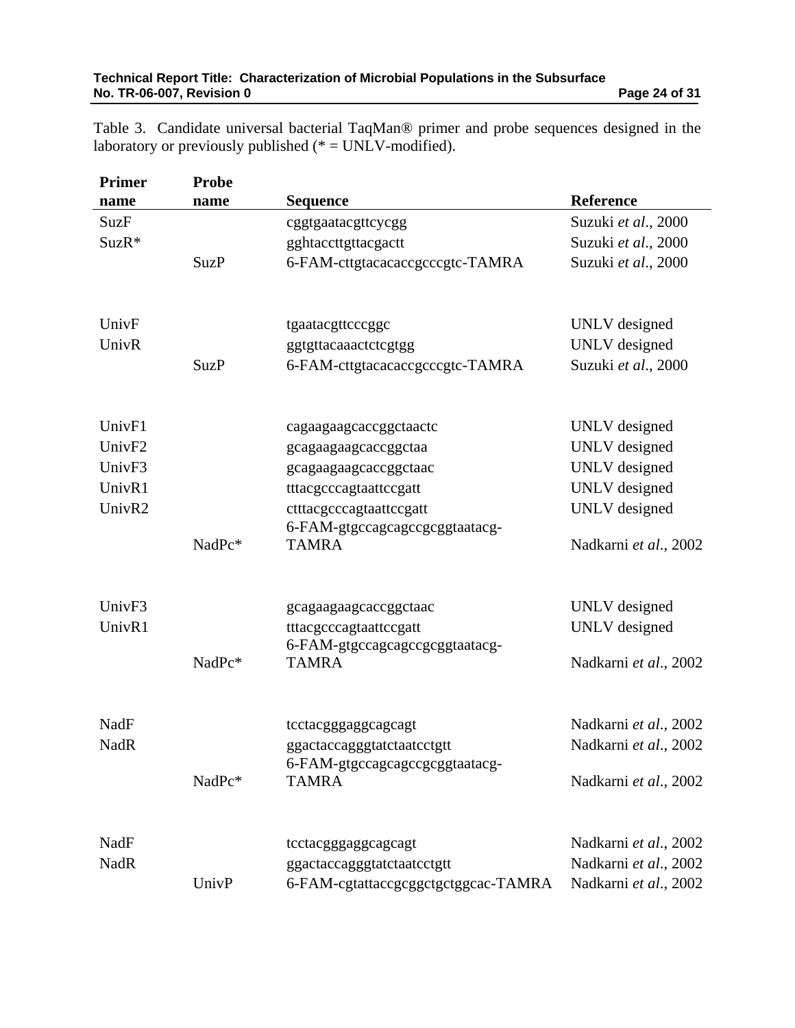Table 3. Candidate universal bacterial TaqMan® primer and probe sequences designed in the laboratory or previously published (* = UNLV-modified).

| Primer name | Probe name | Sequence | Reference |
|---|---|---|---|
| SuzF | | cggtgaatacgttcycgg | Suzuki *et al*., 2000 |
| SuzR* | | gghtaccttgttacgactt | Suzuki *et al*., 2000 |
| | SuzP | 6-FAM-cttgtacacaccgcccgtc-TAMRA | Suzuki *et al*., 2000 |
| | | | |
| UnivF | | tgaatacgttcccggc | UNLV designed |
| UnivR | | ggtgttacaaactctcgtgg | UNLV designed |
| | SuzP | 6-FAM-cttgtacacaccgcccgtc-TAMRA | Suzuki *et al*., 2000 |
| | | | |
| UnivF1 | | cagaagaagcaccggctaactc | UNLV designed |
| UnivF2 | | gcagaagaagcaccggctaa | UNLV designed |
| UnivF3 | | gcagaagaagcaccggctaac | UNLV designed |
| UnivR1 | | tttacgcccagtaattccgatt | UNLV designed |
| UnivR2 | | ctttacgcccagtaattccgatt | UNLV designed |
| | NadPc* | 6-FAM-gtgccagcagccgcggtaatacg-TAMRA | Nadkarni *et al*., 2002 |
| | | | |
| UnivF3 | | gcagaagaagcaccggctaac | UNLV designed |
| UnivR1 | | tttacgcccagtaattccgatt | UNLV designed |
| | NadPc* | 6-FAM-gtgccagcagccgcggtaatacg-TAMRA | Nadkarni *et al*., 2002 |
| | | | |
| NadF | | tcctacgggaggcagcagt | Nadkarni *et al*., 2002 |
| NadR | | ggactaccagggtatctaatcctgtt | Nadkarni *et al*., 2002 |
| | NadPc* | 6-FAM-gtgccagcagccgcggtaatacg-TAMRA | Nadkarni *et al*., 2002 |
| | | | |
| NadF | | tcctacgggaggcagcagt | Nadkarni *et al*., 2002 |
| NadR | | ggactaccagggtatctaatcctgtt | Nadkarni *et al*., 2002 |
| | UnivP | 6-FAM-cgtattaccgcggctgctggcac-TAMRA | Nadkarni *et al*., 2002 |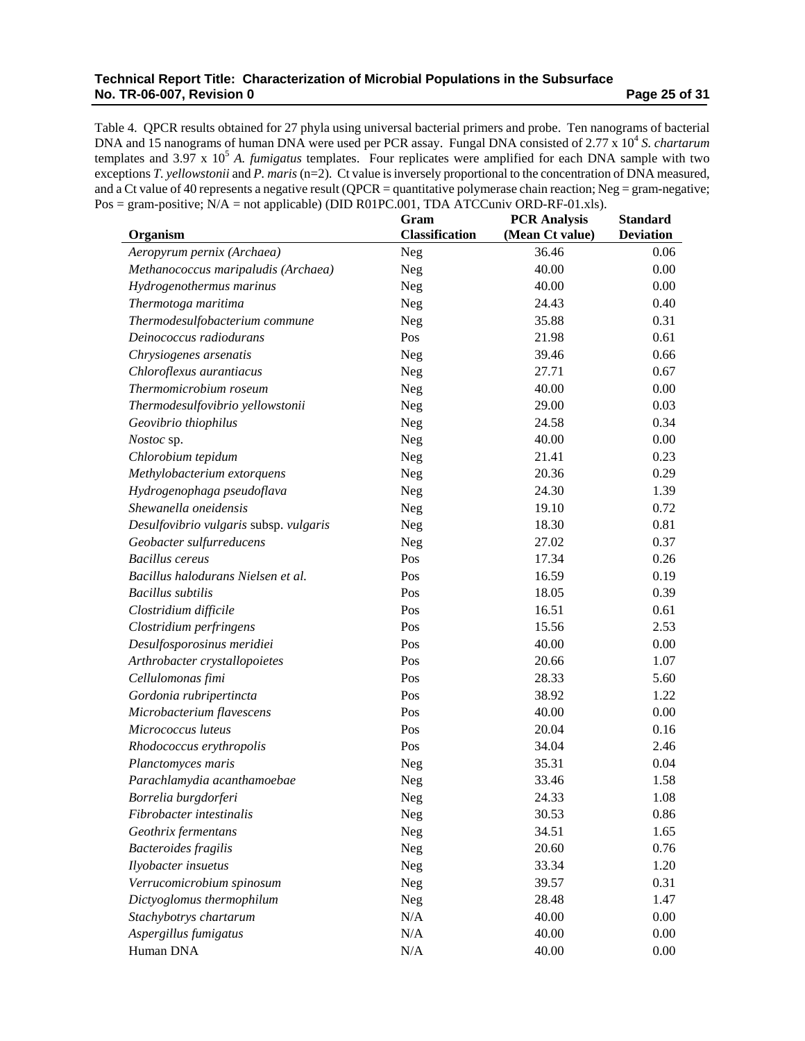Table 4. QPCR results obtained for 27 phyla using universal bacterial primers and probe. Ten nanograms of bacterial DNA and 15 nanograms of human DNA were used per PCR assay. Fungal DNA consisted of 2.77 x $10^4$ *S. chartarum* templates and 3.97 x $10^5$ *A. fumigatus* templates. Four replicates were amplified for each DNA sample with two exceptions *T. yellowstonii* and *P. maris* (n=2). Ct value is inversely proportional to the concentration of DNA measured, and a Ct value of 40 represents a negative result (QPCR = quantitative polymerase chain reaction; Neg = gram-negative; Pos = gram-positive; N/A = not applicable) (DID R01PC.001, TDA ATCCuniv ORD-RF-01.xls).

| Organism | Gram Classification | PCR Analysis (Mean Ct value) | Standard Deviation |
|---|---|---|---|
| *Aeropyrum pernix (Archaea)* | Neg | 36.46 | 0.06 |
| *Methanococcus maripaludis (Archaea)* | Neg | 40.00 | 0.00 |
| *Hydrogenothermus marinus* | Neg | 40.00 | 0.00 |
| *Thermotoga maritima* | Neg | 24.43 | 0.40 |
| *Thermodesulfobacterium commune* | Neg | 35.88 | 0.31 |
| *Deinococcus radiodurans* | Pos | 21.98 | 0.61 |
| *Chrysiogenes arsenatis* | Neg | 39.46 | 0.66 |
| *Chloroflexus aurantiacus* | Neg | 27.71 | 0.67 |
| *Thermomicrobium roseum* | Neg | 40.00 | 0.00 |
| *Thermodesulfovibrio yellowstonii* | Neg | 29.00 | 0.03 |
| *Geovibrio thiophilus* | Neg | 24.58 | 0.34 |
| *Nostoc* sp. | Neg | 40.00 | 0.00 |
| *Chlorobium tepidum* | Neg | 21.41 | 0.23 |
| *Methylobacterium extorquens* | Neg | 20.36 | 0.29 |
| *Hydrogenophaga pseudoflava* | Neg | 24.30 | 1.39 |
| *Shewanella oneidensis* | Neg | 19.10 | 0.72 |
| *Desulfovibrio vulgaris* subsp. *vulgaris* | Neg | 18.30 | 0.81 |
| *Geobacter sulfurreducens* | Neg | 27.02 | 0.37 |
| *Bacillus cereus* | Pos | 17.34 | 0.26 |
| *Bacillus halodurans Nielsen et al.* | Pos | 16.59 | 0.19 |
| *Bacillus subtilis* | Pos | 18.05 | 0.39 |
| *Clostridium difficile* | Pos | 16.51 | 0.61 |
| *Clostridium perfringens* | Pos | 15.56 | 2.53 |
| *Desulfosporosinus meridiei* | Pos | 40.00 | 0.00 |
| *Arthrobacter crystallopoietes* | Pos | 20.66 | 1.07 |
| *Cellulomonas fimi* | Pos | 28.33 | 5.60 |
| *Gordonia rubripertincta* | Pos | 38.92 | 1.22 |
| *Microbacterium flavescens* | Pos | 40.00 | 0.00 |
| *Micrococcus luteus* | Pos | 20.04 | 0.16 |
| *Rhodococcus erythropolis* | Pos | 34.04 | 2.46 |
| *Planctomyces maris* | Neg | 35.31 | 0.04 |
| *Parachlamydia acanthamoebae* | Neg | 33.46 | 1.58 |
| *Borrelia burgdorferi* | Neg | 24.33 | 1.08 |
| *Fibrobacter intestinalis* | Neg | 30.53 | 0.86 |
| *Geothrix fermentans* | Neg | 34.51 | 1.65 |
| *Bacteroides fragilis* | Neg | 20.60 | 0.76 |
| *Ilyobacter insuetus* | Neg | 33.34 | 1.20 |
| *Verrucomicrobium spinosum* | Neg | 39.57 | 0.31 |
| *Dictyoglomus thermophilum* | Neg | 28.48 | 1.47 |
| *Stachybotrys chartarum* | N/A | 40.00 | 0.00 |
| *Aspergillus fumigatus* | N/A | 40.00 | 0.00 |
| Human DNA | N/A | 40.00 | 0.00 |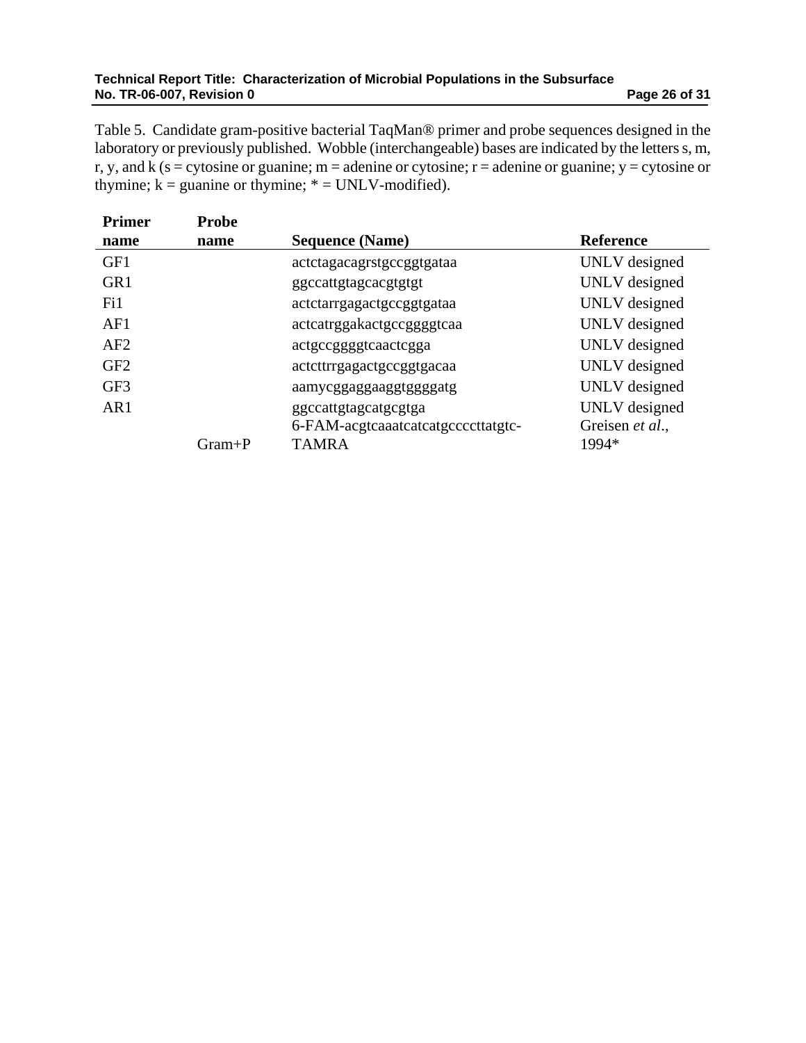Table 5. Candidate gram-positive bacterial TaqMan® primer and probe sequences designed in the laboratory or previously published. Wobble (interchangeable) bases are indicated by the letters s, m, r, y, and k (s = cytosine or guanine; m = adenine or cytosine; r = adenine or guanine; y = cytosine or thymine; k = guanine or thymine; * = UNLV-modified).

| Primer name | Probe name | Sequence (Name) | Reference |
|---|---|---|---|
| GF1 | | actctagacagrstgccggtgataa | UNLV designed |
| GR1 | | ggccattgtagcacgtgtgt | UNLV designed |
| Fi1 | | actctarrgagactgccggtgataa | UNLV designed |
| AF1 | | actcatrggakactgccggggtcaa | UNLV designed |
| AF2 | | actgccggggtcaactcgga | UNLV designed |
| GF2 | | actcttrrgagactgccggtgacaa | UNLV designed |
| GF3 | | aamycggaggaaggtggggatg | UNLV designed |
| AR1 | | ggccattgtagcatgcgtga | UNLV designed |
| | Gram+P | 6-FAM-acgtcaaatcatcatgccccttatgtc-TAMRA | Greisen *et al*., 1994* |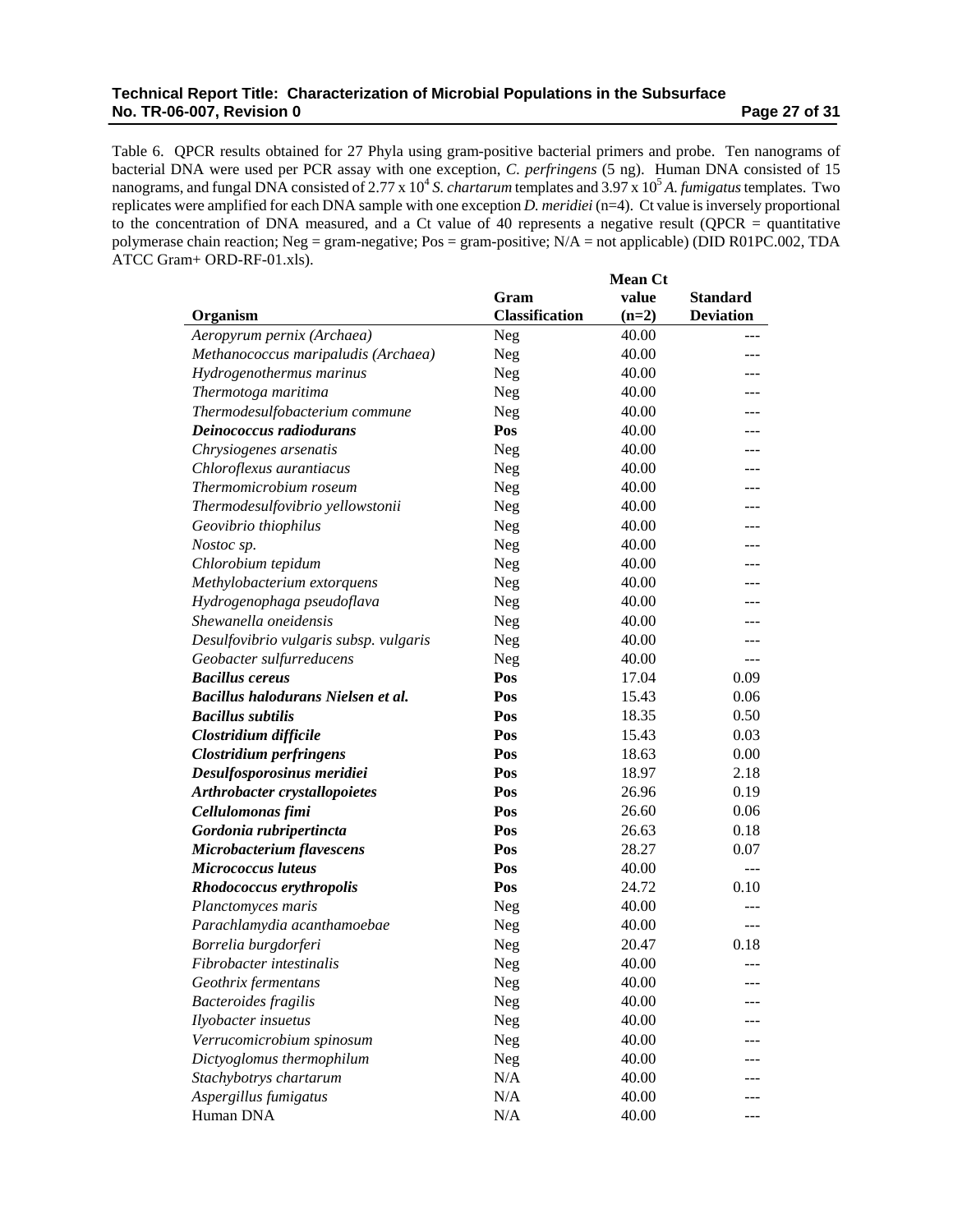Table 6. QPCR results obtained for 27 Phyla using gram-positive bacterial primers and probe. Ten nanograms of bacterial DNA were used per PCR assay with one exception, *C. perfringens* (5 ng). Human DNA consisted of 15 nanograms, and fungal DNA consisted of $2.77 \times 10^4$ *S. chartarum* templates and $3.97 \times 10^5$ *A. fumigatus* templates. Two replicates were amplified for each DNA sample with one exception *D. meridiei* (n=4). Ct value is inversely proportional to the concentration of DNA measured, and a Ct value of 40 represents a negative result (QPCR = quantitative polymerase chain reaction; Neg = gram-negative; Pos = gram-positive; N/A = not applicable) (DID R01PC.002, TDA ATCC Gram+ ORD-RF-01.xls).

| Organism | Gram Classification | Mean Ct value (n=2) | Standard Deviation |
|---|---|---|---|
| *Aeropyrum pernix (Archaea)* | Neg | 40.00 | --- |
| *Methanococcus maripaludis (Archaea)* | Neg | 40.00 | --- |
| *Hydrogenothermus marinus* | Neg | 40.00 | --- |
| *Thermotoga maritima* | Neg | 40.00 | --- |
| *Thermodesulfobacterium commune* | Neg | 40.00 | --- |
| ***Deinococcus radiodurans*** | **Pos** | 40.00 | --- |
| *Chrysiogenes arsenatis* | Neg | 40.00 | --- |
| *Chloroflexus aurantiacus* | Neg | 40.00 | --- |
| *Thermomicrobium roseum* | Neg | 40.00 | --- |
| *Thermodesulfovibrio yellowstonii* | Neg | 40.00 | --- |
| *Geovibrio thiophilus* | Neg | 40.00 | --- |
| *Nostoc sp.* | Neg | 40.00 | --- |
| *Chlorobium tepidum* | Neg | 40.00 | --- |
| *Methylobacterium extorquens* | Neg | 40.00 | --- |
| *Hydrogenophaga pseudoflava* | Neg | 40.00 | --- |
| *Shewanella oneidensis* | Neg | 40.00 | --- |
| *Desulfovibrio vulgaris subsp. vulgaris* | Neg | 40.00 | --- |
| *Geobacter sulfurreducens* | Neg | 40.00 | --- |
| ***Bacillus cereus*** | **Pos** | 17.04 | 0.09 |
| ***Bacillus halodurans Nielsen et al.*** | **Pos** | 15.43 | 0.06 |
| ***Bacillus subtilis*** | **Pos** | 18.35 | 0.50 |
| ***Clostridium difficile*** | **Pos** | 15.43 | 0.03 |
| ***Clostridium perfringens*** | **Pos** | 18.63 | 0.00 |
| ***Desulfosporosinus meridiei*** | **Pos** | 18.97 | 2.18 |
| ***Arthrobacter crystallopoietes*** | **Pos** | 26.96 | 0.19 |
| ***Cellulomonas fimi*** | **Pos** | 26.60 | 0.06 |
| ***Gordonia rubripertincta*** | **Pos** | 26.63 | 0.18 |
| ***Microbacterium flavescens*** | **Pos** | 28.27 | 0.07 |
| ***Micrococcus luteus*** | **Pos** | 40.00 | --- |
| ***Rhodococcus erythropolis*** | **Pos** | 24.72 | 0.10 |
| *Planctomyces maris* | Neg | 40.00 | --- |
| *Parachlamydia acanthamoebae* | Neg | 40.00 | --- |
| *Borrelia burgdorferi* | Neg | 20.47 | 0.18 |
| *Fibrobacter intestinalis* | Neg | 40.00 | --- |
| *Geothrix fermentans* | Neg | 40.00 | --- |
| *Bacteroides fragilis* | Neg | 40.00 | --- |
| *Ilyobacter insuetus* | Neg | 40.00 | --- |
| *Verrucomicrobium spinosum* | Neg | 40.00 | --- |
| *Dictyoglomus thermophilum* | Neg | 40.00 | --- |
| *Stachybotrys chartarum* | N/A | 40.00 | --- |
| *Aspergillus fumigatus* | N/A | 40.00 | --- |
| Human DNA | N/A | 40.00 | --- |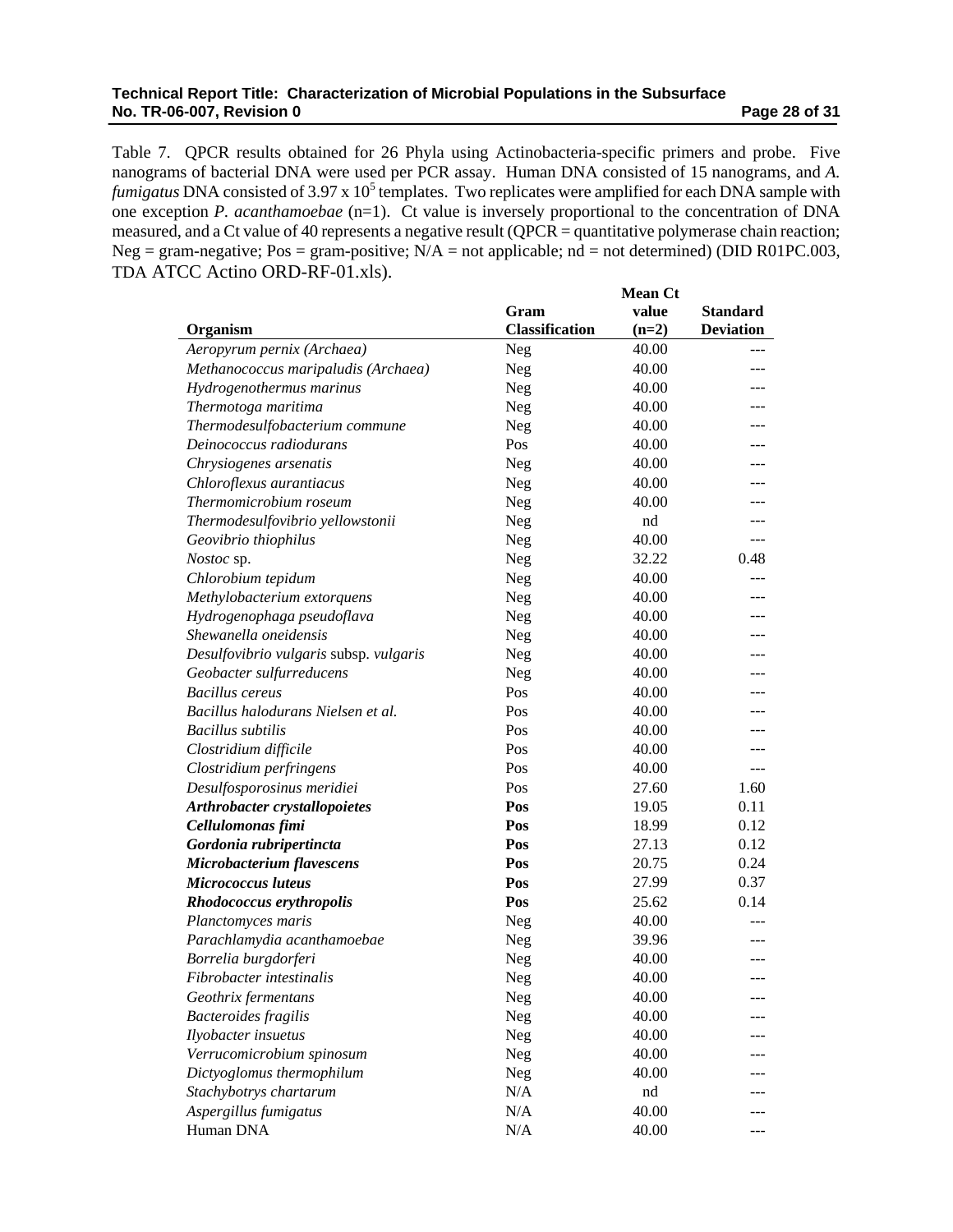Table 7. QPCR results obtained for 26 Phyla using Actinobacteria-specific primers and probe. Five nanograms of bacterial DNA were used per PCR assay. Human DNA consisted of 15 nanograms, and *A. fumigatus* DNA consisted of $3.97 \times 10^5$ templates. Two replicates were amplified for each DNA sample with one exception *P. acanthamoebae* (n=1). Ct value is inversely proportional to the concentration of DNA measured, and a Ct value of 40 represents a negative result (QPCR = quantitative polymerase chain reaction; Neg = gram-negative; Pos = gram-positive; N/A = not applicable; nd = not determined) (DID R01PC.003, TDA ATCC Actino ORD-RF-01.xls).

| Organism | Gram Classification | Mean Ct value (n=2) | Standard Deviation |
|---|---|---|---|
| *Aeropyrum pernix (Archaea)* | Neg | 40.00 | --- |
| *Methanococcus maripaludis (Archaea)* | Neg | 40.00 | --- |
| *Hydrogenothermus marinus* | Neg | 40.00 | --- |
| *Thermotoga maritima* | Neg | 40.00 | --- |
| *Thermodesulfobacterium commune* | Neg | 40.00 | --- |
| *Deinococcus radiodurans* | Pos | 40.00 | --- |
| *Chrysiogenes arsenatis* | Neg | 40.00 | --- |
| *Chloroflexus aurantiacus* | Neg | 40.00 | --- |
| *Thermomicrobium roseum* | Neg | 40.00 | --- |
| *Thermodesulfovibrio yellowstonii* | Neg | nd | --- |
| *Geovibrio thiophilus* | Neg | 40.00 | --- |
| *Nostoc* sp. | Neg | 32.22 | 0.48 |
| *Chlorobium tepidum* | Neg | 40.00 | --- |
| *Methylobacterium extorquens* | Neg | 40.00 | --- |
| *Hydrogenophaga pseudoflava* | Neg | 40.00 | --- |
| *Shewanella oneidensis* | Neg | 40.00 | --- |
| *Desulfovibrio vulgaris* subsp. *vulgaris* | Neg | 40.00 | --- |
| *Geobacter sulfurreducens* | Neg | 40.00 | --- |
| *Bacillus cereus* | Pos | 40.00 | --- |
| *Bacillus halodurans Nielsen et al.* | Pos | 40.00 | --- |
| *Bacillus subtilis* | Pos | 40.00 | --- |
| *Clostridium difficile* | Pos | 40.00 | --- |
| *Clostridium perfringens* | Pos | 40.00 | --- |
| *Desulfosporosinus meridiei* | Pos | 27.60 | 1.60 |
| ***Arthrobacter crystallopoietes*** | **Pos** | 19.05 | 0.11 |
| ***Cellulomonas fimi*** | **Pos** | 18.99 | 0.12 |
| ***Gordonia rubripertincta*** | **Pos** | 27.13 | 0.12 |
| ***Microbacterium flavescens*** | **Pos** | 20.75 | 0.24 |
| ***Micrococcus luteus*** | **Pos** | 27.99 | 0.37 |
| ***Rhodococcus erythropolis*** | **Pos** | 25.62 | 0.14 |
| *Planctomyces maris* | Neg | 40.00 | --- |
| *Parachlamydia acanthamoebae* | Neg | 39.96 | --- |
| *Borrelia burgdorferi* | Neg | 40.00 | --- |
| *Fibrobacter intestinalis* | Neg | 40.00 | --- |
| *Geothrix fermentans* | Neg | 40.00 | --- |
| *Bacteroides fragilis* | Neg | 40.00 | --- |
| *Ilyobacter insuetus* | Neg | 40.00 | --- |
| *Verrucomicrobium spinosum* | Neg | 40.00 | --- |
| *Dictyoglomus thermophilum* | Neg | 40.00 | --- |
| *Stachybotrys chartarum* | N/A | nd | --- |
| *Aspergillus fumigatus* | N/A | 40.00 | --- |
| Human DNA | N/A | 40.00 | --- |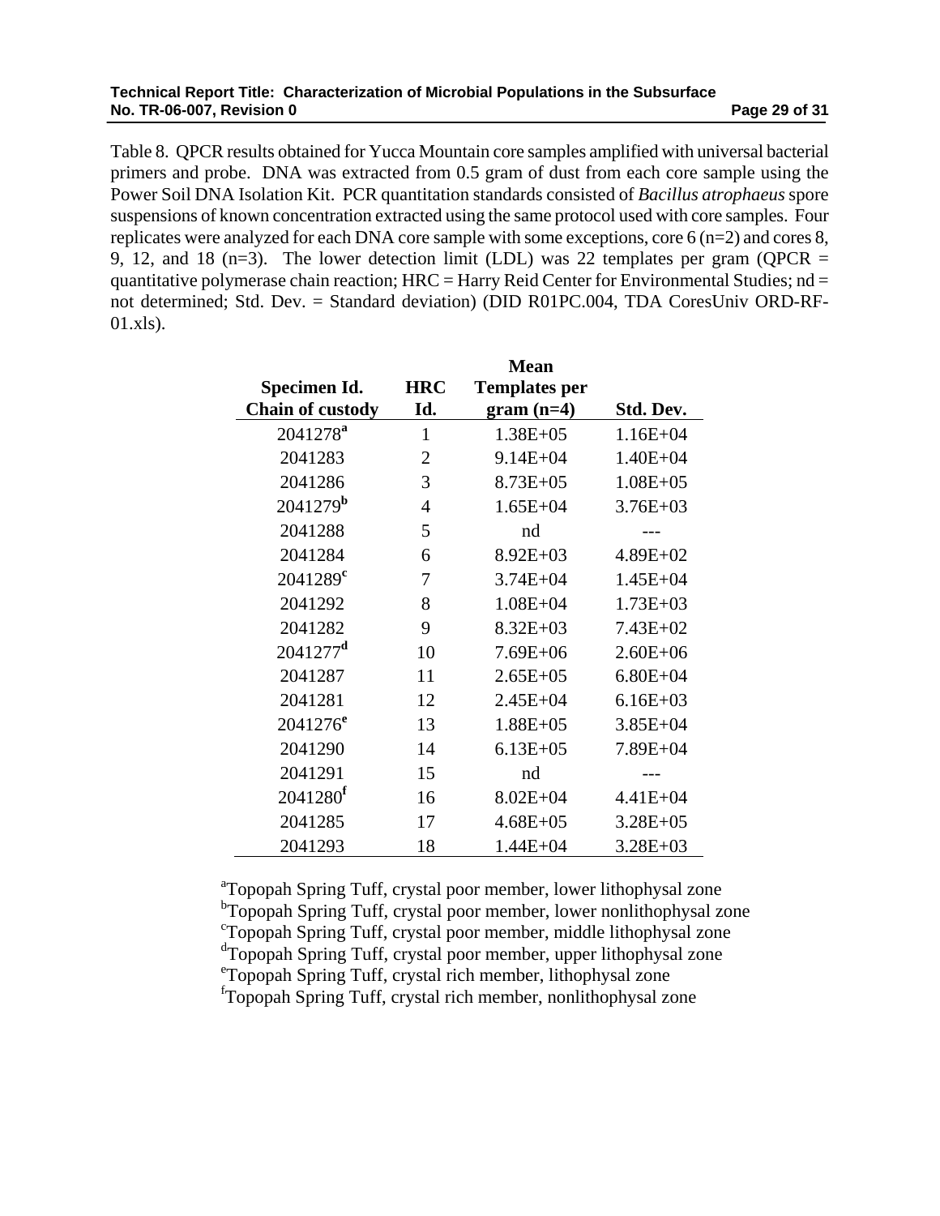Table 8. QPCR results obtained for Yucca Mountain core samples amplified with universal bacterial primers and probe. DNA was extracted from 0.5 gram of dust from each core sample using the Power Soil DNA Isolation Kit. PCR quantitation standards consisted of *Bacillus atrophaeus* spore suspensions of known concentration extracted using the same protocol used with core samples. Four replicates were analyzed for each DNA core sample with some exceptions, core 6 (n=2) and cores 8, 9, 12, and 18 (n=3). The lower detection limit (LDL) was 22 templates per gram (QPCR = quantitative polymerase chain reaction; HRC = Harry Reid Center for Environmental Studies; nd = not determined; Std. Dev. = Standard deviation) (DID R01PC.004, TDA CoresUniv ORD-RF-01.xls).

| Specimen Id. Chain of custody | HRC Id. | Mean Templates per gram (n=4) | Std. Dev. |
|---|---|---|---|
| 2041278[a] | 1 | 1.38E+05 | 1.16E+04 |
| 2041283 | 2 | 9.14E+04 | 1.40E+04 |
| 2041286 | 3 | 8.73E+05 | 1.08E+05 |
| 2041279[b] | 4 | 1.65E+04 | 3.76E+03 |
| 2041288 | 5 | nd | --- |
| 2041284 | 6 | 8.92E+03 | 4.89E+02 |
| 2041289[c] | 7 | 3.74E+04 | 1.45E+04 |
| 2041292 | 8 | 1.08E+04 | 1.73E+03 |
| 2041282 | 9 | 8.32E+03 | 7.43E+02 |
| 2041277[d] | 10 | 7.69E+06 | 2.60E+06 |
| 2041287 | 11 | 2.65E+05 | 6.80E+04 |
| 2041281 | 12 | 2.45E+04 | 6.16E+03 |
| 2041276[e] | 13 | 1.88E+05 | 3.85E+04 |
| 2041290 | 14 | 6.13E+05 | 7.89E+04 |
| 2041291 | 15 | nd | --- |
| 2041280[f] | 16 | 8.02E+04 | 4.41E+04 |
| 2041285 | 17 | 4.68E+05 | 3.28E+05 |
| 2041293 | 18 | 1.44E+04 | 3.28E+03 |

[a]Topopah Spring Tuff, crystal poor member, lower lithophysal zone
[b]Topopah Spring Tuff, crystal poor member, lower nonlithophysal zone
[c]Topopah Spring Tuff, crystal poor member, middle lithophysal zone
[d]Topopah Spring Tuff, crystal poor member, upper lithophysal zone
[e]Topopah Spring Tuff, crystal rich member, lithophysal zone
[f]Topopah Spring Tuff, crystal rich member, nonlithophysal zone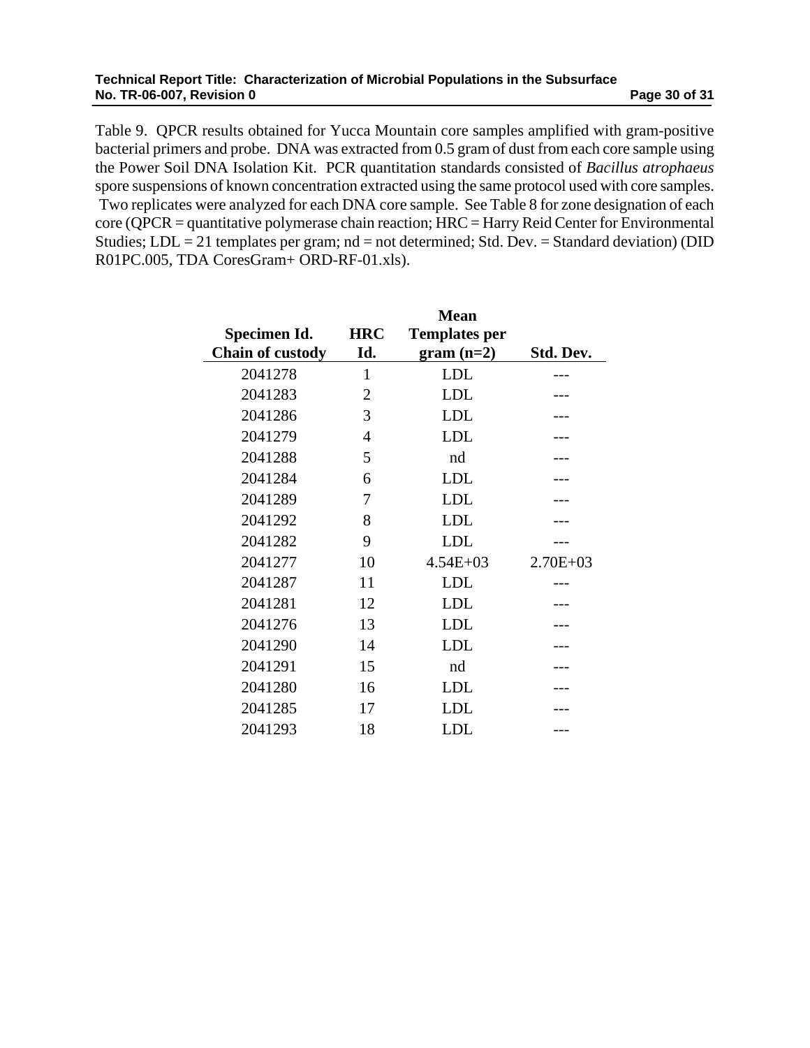Table 9. QPCR results obtained for Yucca Mountain core samples amplified with gram-positive bacterial primers and probe. DNA was extracted from 0.5 gram of dust from each core sample using the Power Soil DNA Isolation Kit. PCR quantitation standards consisted of *Bacillus atrophaeus* spore suspensions of known concentration extracted using the same protocol used with core samples. Two replicates were analyzed for each DNA core sample. See Table 8 for zone designation of each core (QPCR = quantitative polymerase chain reaction; HRC = Harry Reid Center for Environmental Studies; LDL = 21 templates per gram; nd = not determined; Std. Dev. = Standard deviation) (DID R01PC.005, TDA CoresGram+ ORD-RF-01.xls).

| Specimen Id. Chain of custody | HRC Id. | Mean Templates per gram (n=2) | Std. Dev. |
|---|---|---|---|
| 2041278 | 1 | LDL | --- |
| 2041283 | 2 | LDL | --- |
| 2041286 | 3 | LDL | --- |
| 2041279 | 4 | LDL | --- |
| 2041288 | 5 | nd | --- |
| 2041284 | 6 | LDL | --- |
| 2041289 | 7 | LDL | --- |
| 2041292 | 8 | LDL | --- |
| 2041282 | 9 | LDL | --- |
| 2041277 | 10 | 4.54E+03 | 2.70E+03 |
| 2041287 | 11 | LDL | --- |
| 2041281 | 12 | LDL | --- |
| 2041276 | 13 | LDL | --- |
| 2041290 | 14 | LDL | --- |
| 2041291 | 15 | nd | --- |
| 2041280 | 16 | LDL | --- |
| 2041285 | 17 | LDL | --- |
| 2041293 | 18 | LDL | --- |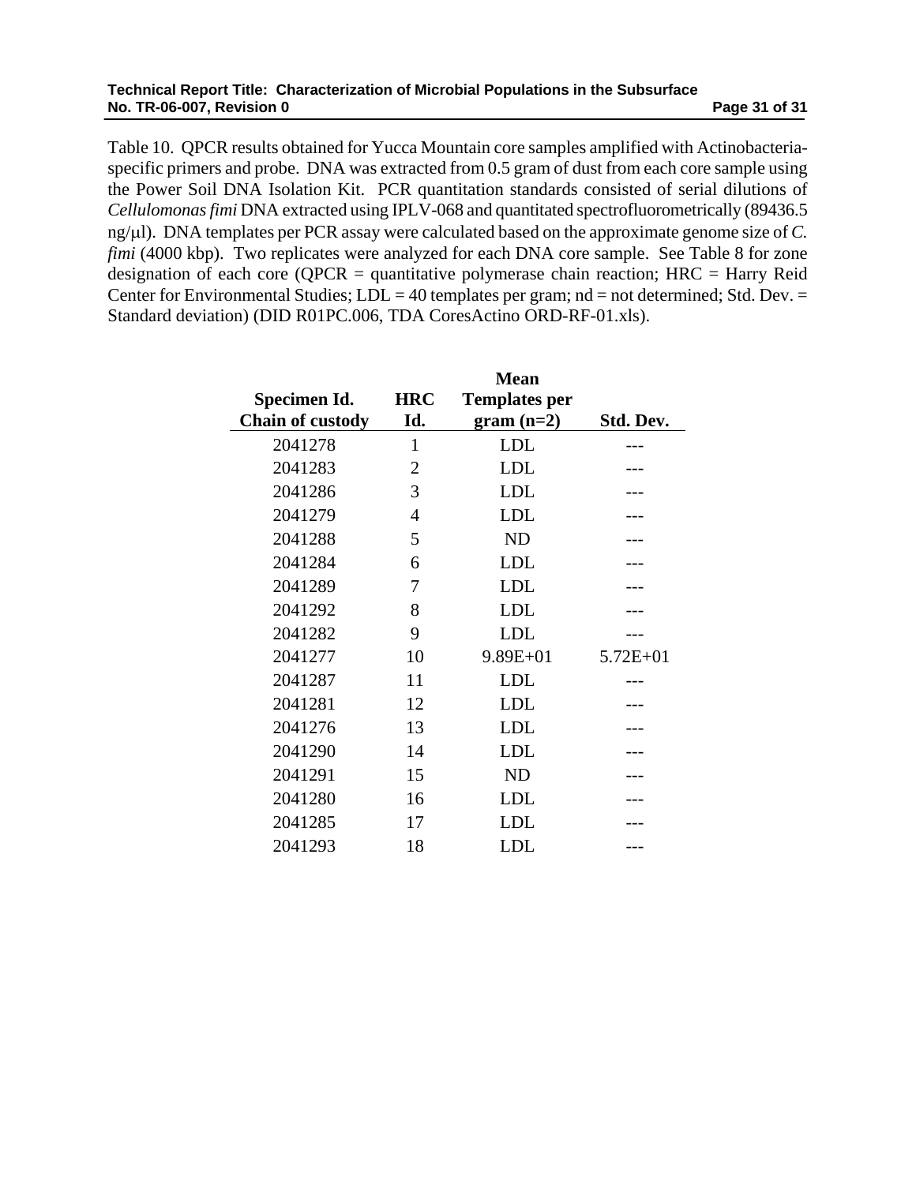Table 10. QPCR results obtained for Yucca Mountain core samples amplified with Actinobacteria-specific primers and probe. DNA was extracted from 0.5 gram of dust from each core sample using the Power Soil DNA Isolation Kit. PCR quantitation standards consisted of serial dilutions of *Cellulomonas fimi* DNA extracted using IPLV-068 and quantitated spectrofluorometrically (89436.5 ng/μl). DNA templates per PCR assay were calculated based on the approximate genome size of *C. fimi* (4000 kbp). Two replicates were analyzed for each DNA core sample. See Table 8 for zone designation of each core (QPCR = quantitative polymerase chain reaction; HRC = Harry Reid Center for Environmental Studies; LDL = 40 templates per gram; nd = not determined; Std. Dev. = Standard deviation) (DID R01PC.006, TDA CoresActino ORD-RF-01.xls).

| Specimen Id. Chain of custody | HRC Id. | Mean Templates per gram (n=2) | Std. Dev. |
|---|---|---|---|
| 2041278 | 1 | LDL | --- |
| 2041283 | 2 | LDL | --- |
| 2041286 | 3 | LDL | --- |
| 2041279 | 4 | LDL | --- |
| 2041288 | 5 | ND | --- |
| 2041284 | 6 | LDL | --- |
| 2041289 | 7 | LDL | --- |
| 2041292 | 8 | LDL | --- |
| 2041282 | 9 | LDL | --- |
| 2041277 | 10 | 9.89E+01 | 5.72E+01 |
| 2041287 | 11 | LDL | --- |
| 2041281 | 12 | LDL | --- |
| 2041276 | 13 | LDL | --- |
| 2041290 | 14 | LDL | --- |
| 2041291 | 15 | ND | --- |
| 2041280 | 16 | LDL | --- |
| 2041285 | 17 | LDL | --- |
| 2041293 | 18 | LDL | --- |